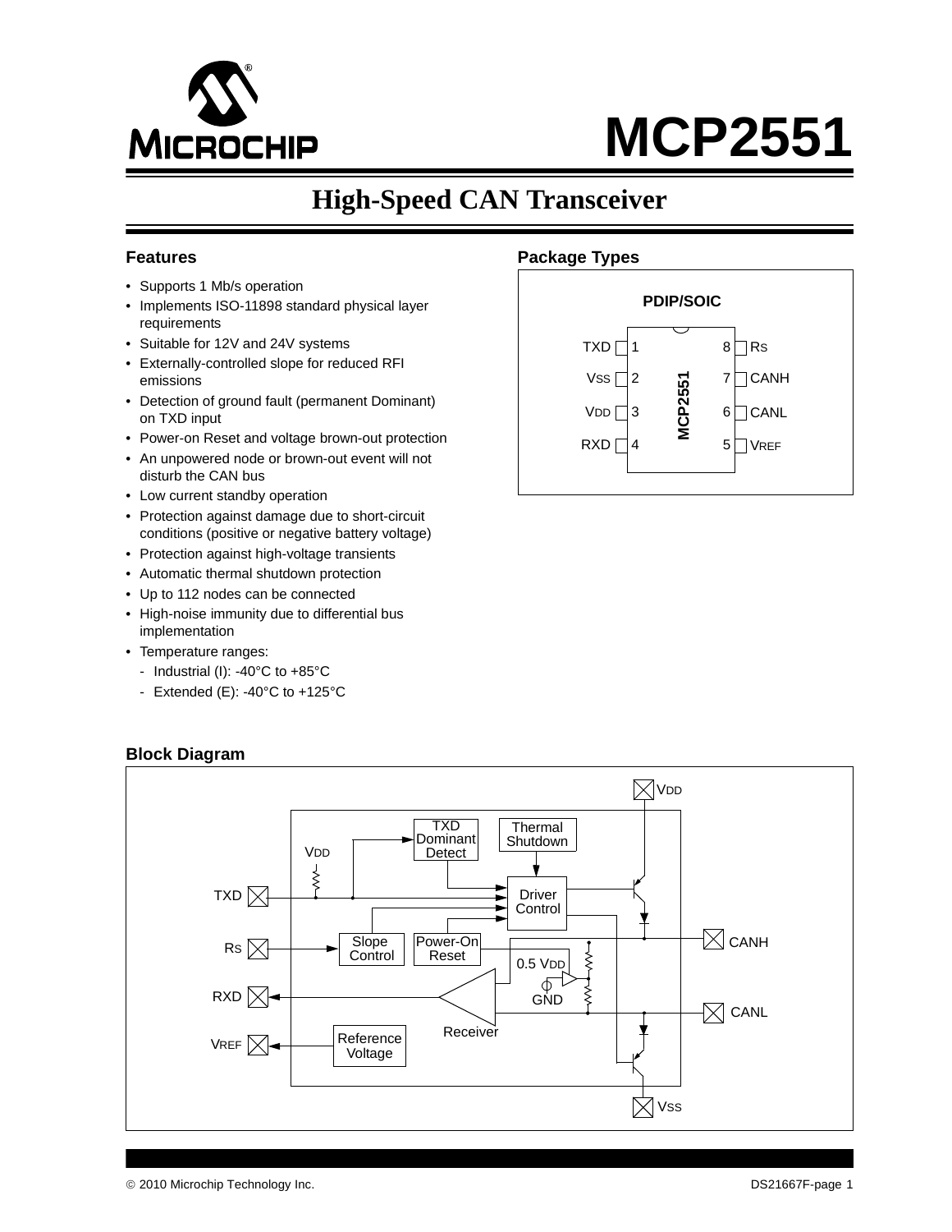# MCP2551

## High-Speed CAN Transceiver

### Features

- Supports 1 Mb/s operation
- Implements ISO-11898 standard physical layer requirements
- Suitable for 12V and 24V systems
- Externally-controlled slope for reduced RFI emissions
- Detection of ground fault (permanent Dominant) on TXD input
- Power-on Reset and voltage brown-out protection
- An unpowered node or brown-out event will not disturb the CAN bus
- Low current standby operation
- Protection against damage due to short-circuit conditions (positive or negative battery voltage)
- Protection against high-voltage transients
- Automatic thermal shutdown protection
- Up to 112 nodes can be connected
- High-noise immunity due to differential bus implementation
- Temperature ranges:
  - Industrial (I): -40°C to +85°C
  - Extended (E): -40°C to +125°C

### Package Types

PDIP/SOIC

| Pin | Name | Pin | Name |
|---|---|---|---|
| 1 | TXD | 8 | $R_S$ |
| 2 | $V_{SS}$ | 7 | CANH |
| 3 | $V_{DD}$ | 6 | CANL |
| 4 | RXD | 5 | $V_{REF}$ |

### Block Diagram

Block diagram blocks: TXD Dominant Detect, Thermal Shutdown, Driver Control, Slope Control, Power-On Reset, Receiver, Reference Voltage, 0.5 $V_{DD}$, GND. Pins: $V_{DD}$, TXD, $R_S$, RXD, $V_{REF}$, CANH, CANL, $V_{SS}$.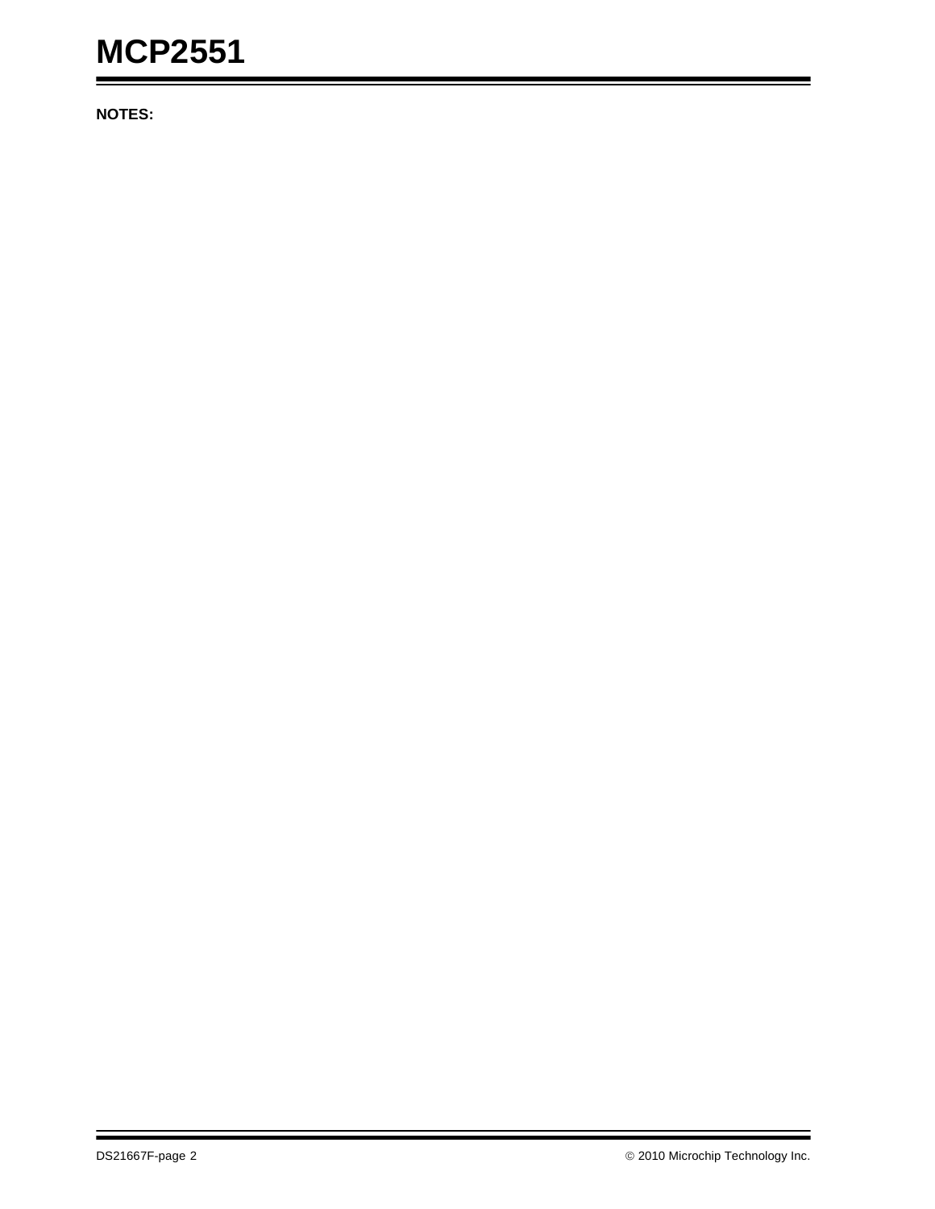**NOTES:**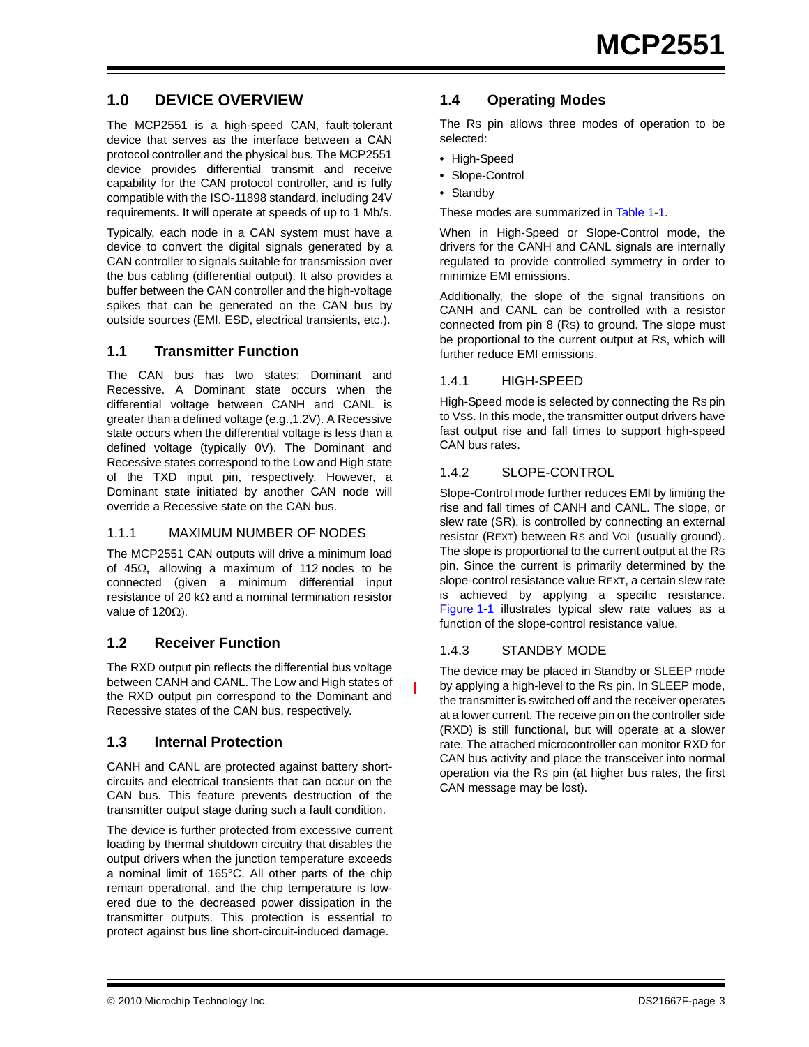# 1.0 DEVICE OVERVIEW

The MCP2551 is a high-speed CAN, fault-tolerant device that serves as the interface between a CAN protocol controller and the physical bus. The MCP2551 device provides differential transmit and receive capability for the CAN protocol controller, and is fully compatible with the ISO-11898 standard, including 24V requirements. It will operate at speeds of up to 1 Mb/s.

Typically, each node in a CAN system must have a device to convert the digital signals generated by a CAN controller to signals suitable for transmission over the bus cabling (differential output). It also provides a buffer between the CAN controller and the high-voltage spikes that can be generated on the CAN bus by outside sources (EMI, ESD, electrical transients, etc.).

## 1.1 Transmitter Function

The CAN bus has two states: Dominant and Recessive. A Dominant state occurs when the differential voltage between CANH and CANL is greater than a defined voltage (e.g.,1.2V). A Recessive state occurs when the differential voltage is less than a defined voltage (typically 0V). The Dominant and Recessive states correspond to the Low and High state of the TXD input pin, respectively. However, a Dominant state initiated by another CAN node will override a Recessive state on the CAN bus.

### 1.1.1 MAXIMUM NUMBER OF NODES

The MCP2551 CAN outputs will drive a minimum load of 45Ω, allowing a maximum of 112 nodes to be connected (given a minimum differential input resistance of 20 kΩ and a nominal termination resistor value of 120Ω).

## 1.2 Receiver Function

The RXD output pin reflects the differential bus voltage between CANH and CANL. The Low and High states of the RXD output pin correspond to the Dominant and Recessive states of the CAN bus, respectively.

## 1.3 Internal Protection

CANH and CANL are protected against battery short-circuits and electrical transients that can occur on the CAN bus. This feature prevents destruction of the transmitter output stage during such a fault condition.

The device is further protected from excessive current loading by thermal shutdown circuitry that disables the output drivers when the junction temperature exceeds a nominal limit of 165°C. All other parts of the chip remain operational, and the chip temperature is lowered due to the decreased power dissipation in the transmitter outputs. This protection is essential to protect against bus line short-circuit-induced damage.

## 1.4 Operating Modes

The RS pin allows three modes of operation to be selected:

- High-Speed
- Slope-Control
- Standby

These modes are summarized in Table 1-1.

When in High-Speed or Slope-Control mode, the drivers for the CANH and CANL signals are internally regulated to provide controlled symmetry in order to minimize EMI emissions.

Additionally, the slope of the signal transitions on CANH and CANL can be controlled with a resistor connected from pin 8 (RS) to ground. The slope must be proportional to the current output at RS, which will further reduce EMI emissions.

### 1.4.1 HIGH-SPEED

High-Speed mode is selected by connecting the RS pin to VSS. In this mode, the transmitter output drivers have fast output rise and fall times to support high-speed CAN bus rates.

### 1.4.2 SLOPE-CONTROL

Slope-Control mode further reduces EMI by limiting the rise and fall times of CANH and CANL. The slope, or slew rate (SR), is controlled by connecting an external resistor (REXT) between RS and VOL (usually ground). The slope is proportional to the current output at the RS pin. Since the current is primarily determined by the slope-control resistance value REXT, a certain slew rate is achieved by applying a specific resistance. Figure 1-1 illustrates typical slew rate values as a function of the slope-control resistance value.

### 1.4.3 STANDBY MODE

The device may be placed in Standby or SLEEP mode by applying a high-level to the RS pin. In SLEEP mode, the transmitter is switched off and the receiver operates at a lower current. The receive pin on the controller side (RXD) is still functional, but will operate at a slower rate. The attached microcontroller can monitor RXD for CAN bus activity and place the transceiver into normal operation via the RS pin (at higher bus rates, the first CAN message may be lost).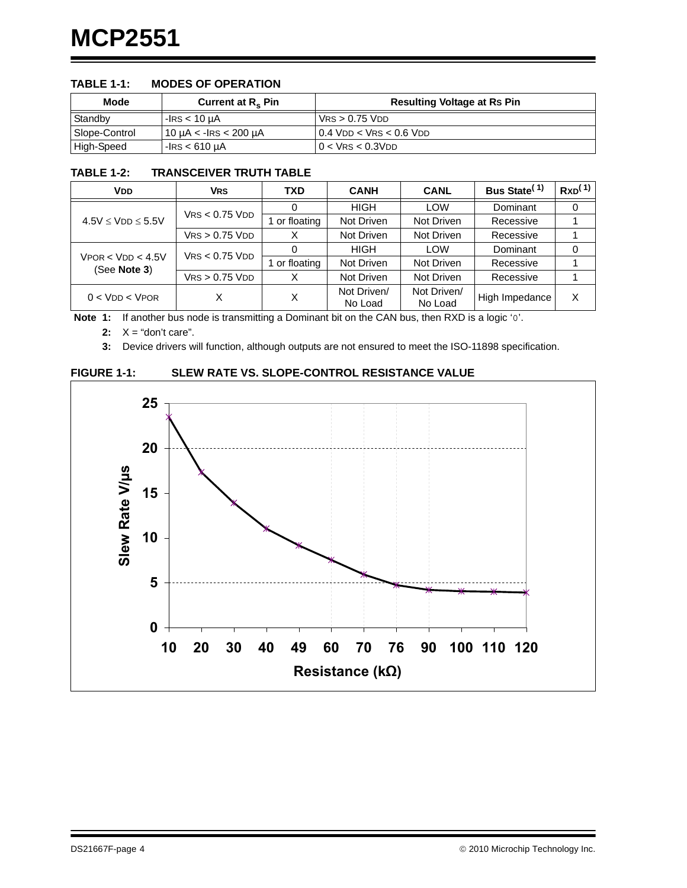**TABLE 1-1: MODES OF OPERATION**

| Mode | Current at $R_S$ Pin | Resulting Voltage at RS Pin |
|---|---|---|
| Standby | $-I_{RS} < 10\ \mu A$ | $V_{RS} > 0.75\ V_{DD}$ |
| Slope-Control | $10\ \mu A < -I_{RS} < 200\ \mu A$ | $0.4\ V_{DD} < V_{RS} < 0.6\ V_{DD}$ |
| High-Speed | $-I_{RS} < 610\ \mu A$ | $0 < V_{RS} < 0.3 V_{DD}$ |

**TABLE 1-2: TRANSCEIVER TRUTH TABLE**

| VDD | VRS | TXD | CANH | CANL | Bus State[1] | RXD[1] |
|---|---|---|---|---|---|---|
| $4.5V \le V_{DD} \le 5.5V$ | $V_{RS} < 0.75\ V_{DD}$ | 0 | HIGH | LOW | Dominant | 0 |
| | | 1 or floating | Not Driven | Not Driven | Recessive | 1 |
| | $V_{RS} > 0.75\ V_{DD}$ | X | Not Driven | Not Driven | Recessive | 1 |
| $V_{POR} < V_{DD} < 4.5V$ (See **Note 3**) | $V_{RS} < 0.75\ V_{DD}$ | 0 | HIGH | LOW | Dominant | 0 |
| | | 1 or floating | Not Driven | Not Driven | Recessive | 1 |
| | $V_{RS} > 0.75\ V_{DD}$ | X | Not Driven | Not Driven | Recessive | 1 |
| $0 < V_{DD} < V_{POR}$ | X | X | Not Driven/ No Load | Not Driven/ No Load | High Impedance | X |

**Note 1:** If another bus node is transmitting a Dominant bit on the CAN bus, then RXD is a logic '0'.

**2:** X = "don't care".

**3:** Device drivers will function, although outputs are not ensured to meet the ISO-11898 specification.

**FIGURE 1-1: SLEW RATE VS. SLOPE-CONTROL RESISTANCE VALUE**

| Resistance (kΩ) | 10 | 20 | 30 | 40 | 49 | 60 | 70 | 76 | 90 | 100 | 110 | 120 |
|---|---|---|---|---|---|---|---|---|---|---|---|---|
| Slew Rate V/µs | ~23.5 | ~17.3 | ~13.9 | ~11.1 | ~9.2 | ~7.6 | ~5.9 | ~4.8 | ~4.2 | ~4.1 | ~4.0 | ~3.9 |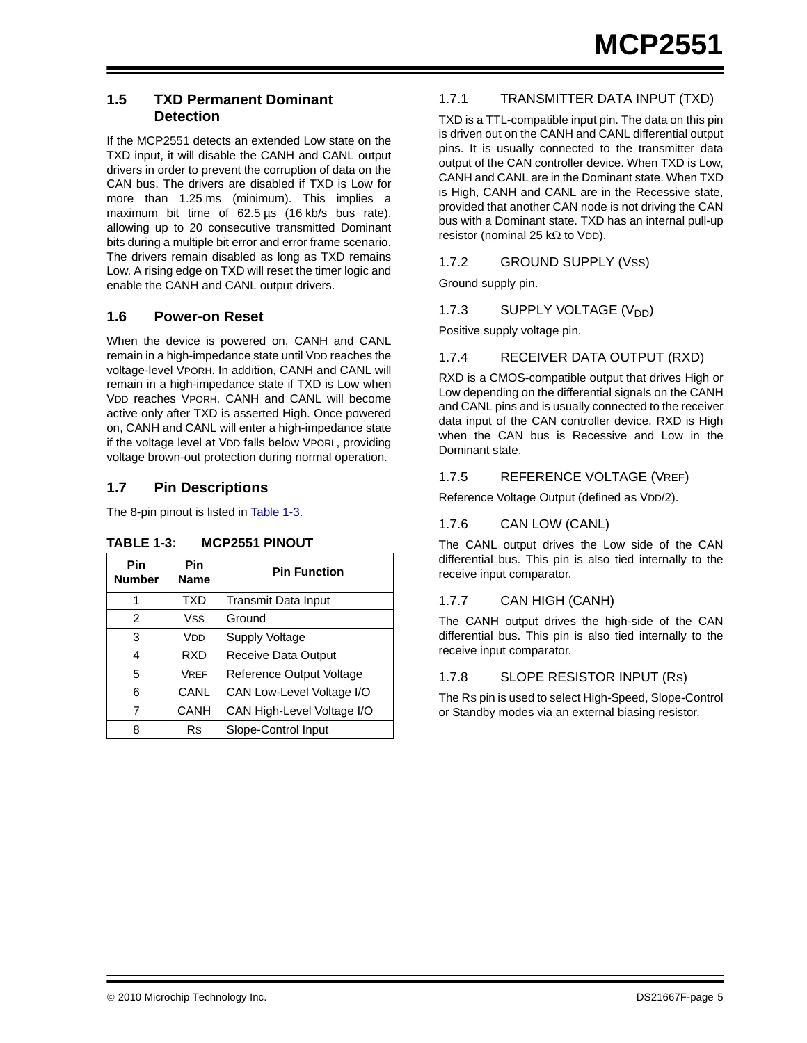## 1.5 TXD Permanent Dominant Detection

If the MCP2551 detects an extended Low state on the TXD input, it will disable the CANH and CANL output drivers in order to prevent the corruption of data on the CAN bus. The drivers are disabled if TXD is Low for more than 1.25 ms (minimum). This implies a maximum bit time of 62.5 µs (16 kb/s bus rate), allowing up to 20 consecutive transmitted Dominant bits during a multiple bit error and error frame scenario. The drivers remain disabled as long as TXD remains Low. A rising edge on TXD will reset the timer logic and enable the CANH and CANL output drivers.

## 1.6 Power-on Reset

When the device is powered on, CANH and CANL remain in a high-impedance state until $V_{DD}$ reaches the voltage-level $V_{PORH}$. In addition, CANH and CANL will remain in a high-impedance state if TXD is Low when $V_{DD}$ reaches $V_{PORH}$. CANH and CANL will become active only after TXD is asserted High. Once powered on, CANH and CANL will enter a high-impedance state if the voltage level at $V_{DD}$ falls below $V_{PORL}$, providing voltage brown-out protection during normal operation.

## 1.7 Pin Descriptions

The 8-pin pinout is listed in Table 1-3.

**TABLE 1-3: MCP2551 PINOUT**

| Pin Number | Pin Name | Pin Function |
|---|---|---|
| 1 | TXD | Transmit Data Input |
| 2 | $V_{SS}$ | Ground |
| 3 | $V_{DD}$ | Supply Voltage |
| 4 | RXD | Receive Data Output |
| 5 | $V_{REF}$ | Reference Output Voltage |
| 6 | CANL | CAN Low-Level Voltage I/O |
| 7 | CANH | CAN High-Level Voltage I/O |
| 8 | $R_S$ | Slope-Control Input |

### 1.7.1 TRANSMITTER DATA INPUT (TXD)

TXD is a TTL-compatible input pin. The data on this pin is driven out on the CANH and CANL differential output pins. It is usually connected to the transmitter data output of the CAN controller device. When TXD is Low, CANH and CANL are in the Dominant state. When TXD is High, CANH and CANL are in the Recessive state, provided that another CAN node is not driving the CAN bus with a Dominant state. TXD has an internal pull-up resistor (nominal 25 kΩ to $V_{DD}$).

### 1.7.2 GROUND SUPPLY ($V_{SS}$)

Ground supply pin.

### 1.7.3 SUPPLY VOLTAGE ($V_{DD}$)

Positive supply voltage pin.

### 1.7.4 RECEIVER DATA OUTPUT (RXD)

RXD is a CMOS-compatible output that drives High or Low depending on the differential signals on the CANH and CANL pins and is usually connected to the receiver data input of the CAN controller device. RXD is High when the CAN bus is Recessive and Low in the Dominant state.

### 1.7.5 REFERENCE VOLTAGE ($V_{REF}$)

Reference Voltage Output (defined as $V_{DD}/2$).

### 1.7.6 CAN LOW (CANL)

The CANL output drives the Low side of the CAN differential bus. This pin is also tied internally to the receive input comparator.

### 1.7.7 CAN HIGH (CANH)

The CANH output drives the high-side of the CAN differential bus. This pin is also tied internally to the receive input comparator.

### 1.7.8 SLOPE RESISTOR INPUT ($R_S$)

The $R_S$ pin is used to select High-Speed, Slope-Control or Standby modes via an external biasing resistor.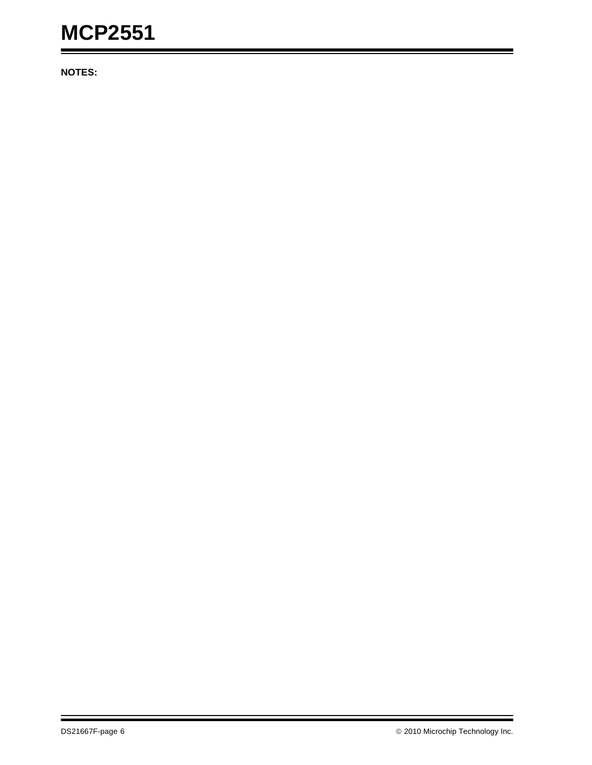**NOTES:**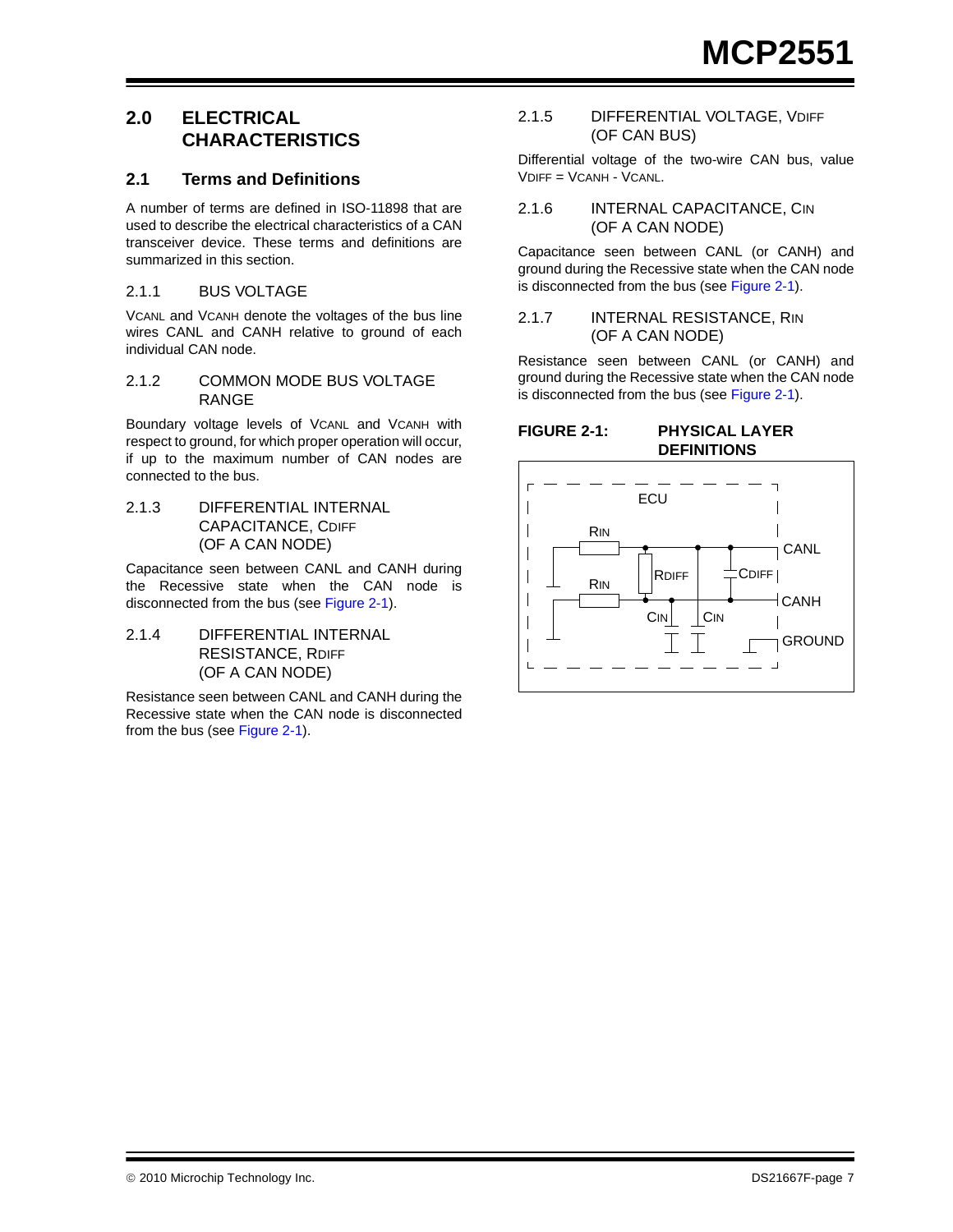## 2.0 ELECTRICAL CHARACTERISTICS

### 2.1 Terms and Definitions

A number of terms are defined in ISO-11898 that are used to describe the electrical characteristics of a CAN transceiver device. These terms and definitions are summarized in this section.

#### 2.1.1 BUS VOLTAGE

$V_{CANL}$ and $V_{CANH}$ denote the voltages of the bus line wires CANL and CANH relative to ground of each individual CAN node.

#### 2.1.2 COMMON MODE BUS VOLTAGE RANGE

Boundary voltage levels of $V_{CANL}$ and $V_{CANH}$ with respect to ground, for which proper operation will occur, if up to the maximum number of CAN nodes are connected to the bus.

#### 2.1.3 DIFFERENTIAL INTERNAL CAPACITANCE, $C_{DIFF}$ (OF A CAN NODE)

Capacitance seen between CANL and CANH during the Recessive state when the CAN node is disconnected from the bus (see Figure 2-1).

#### 2.1.4 DIFFERENTIAL INTERNAL RESISTANCE, $R_{DIFF}$ (OF A CAN NODE)

Resistance seen between CANL and CANH during the Recessive state when the CAN node is disconnected from the bus (see Figure 2-1).

#### 2.1.5 DIFFERENTIAL VOLTAGE, $V_{DIFF}$ (OF CAN BUS)

Differential voltage of the two-wire CAN bus, value $V_{DIFF} = V_{CANH} - V_{CANL}$.

#### 2.1.6 INTERNAL CAPACITANCE, $C_{IN}$ (OF A CAN NODE)

Capacitance seen between CANL (or CANH) and ground during the Recessive state when the CAN node is disconnected from the bus (see Figure 2-1).

#### 2.1.7 INTERNAL RESISTANCE, $R_{IN}$ (OF A CAN NODE)

Resistance seen between CANL (or CANH) and ground during the Recessive state when the CAN node is disconnected from the bus (see Figure 2-1).

**FIGURE 2-1: PHYSICAL LAYER DEFINITIONS**

ECU, $R_{IN}$, $R_{IN}$, $R_{DIFF}$, $C_{DIFF}$, $C_{IN}$, $C_{IN}$, CANL, CANH, GROUND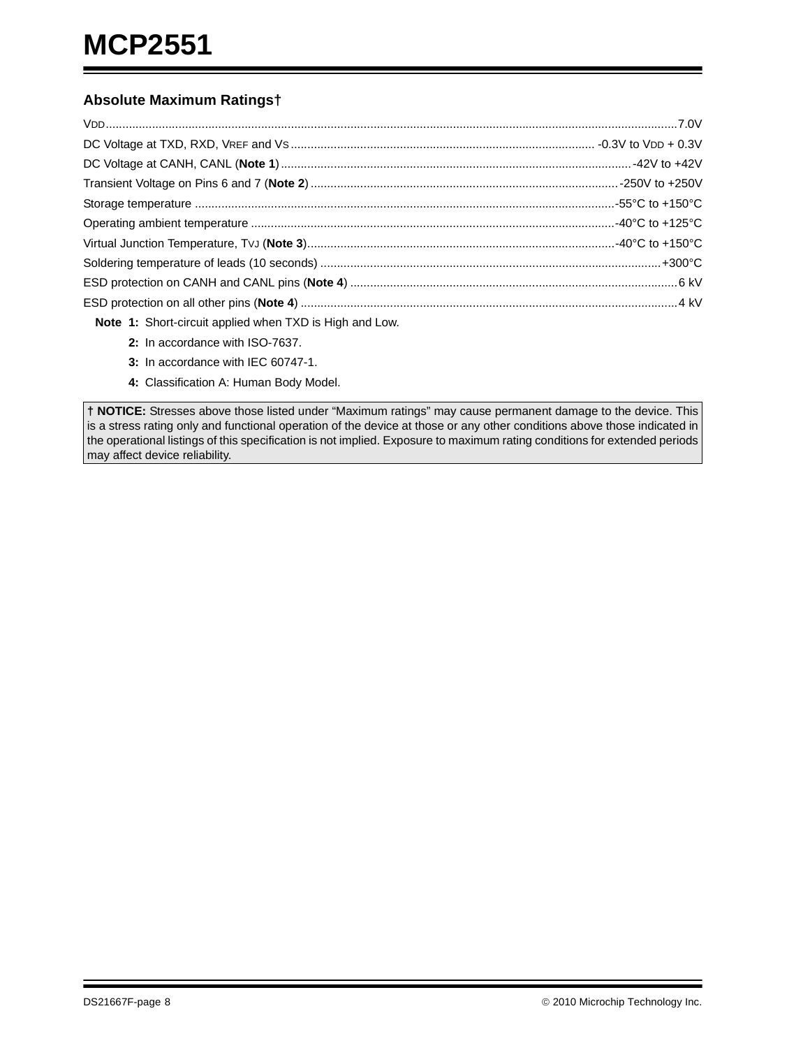## Absolute Maximum Ratings†

$V_{DD}$ .......................................................................................... 7.0V

DC Voltage at TXD, RXD, $V_{REF}$ and $V_S$ .......................... -0.3V to $V_{DD}$ + 0.3V

DC Voltage at CANH, CANL (**Note 1**) .................................... -42V to +42V

Transient Voltage on Pins 6 and 7 (**Note 2**) ......................... -250V to +250V

Storage temperature ........................................................ -55°C to +150°C

Operating ambient temperature ........................................ -40°C to +125°C

Virtual Junction Temperature, $T_{VJ}$ (**Note 3**) ..................... -40°C to +150°C

Soldering temperature of leads (10 seconds) ................................ +300°C

ESD protection on CANH and CANL pins (**Note 4**) ............................. 6 kV

ESD protection on all other pins (**Note 4**) ......................................... 4 kV

**Note 1:** Short-circuit applied when TXD is High and Low.

**2:** In accordance with ISO-7637.

**3:** In accordance with IEC 60747-1.

**4:** Classification A: Human Body Model.

**† NOTICE:** Stresses above those listed under “Maximum ratings” may cause permanent damage to the device. This is a stress rating only and functional operation of the device at those or any other conditions above those indicated in the operational listings of this specification is not implied. Exposure to maximum rating conditions for extended periods may affect device reliability.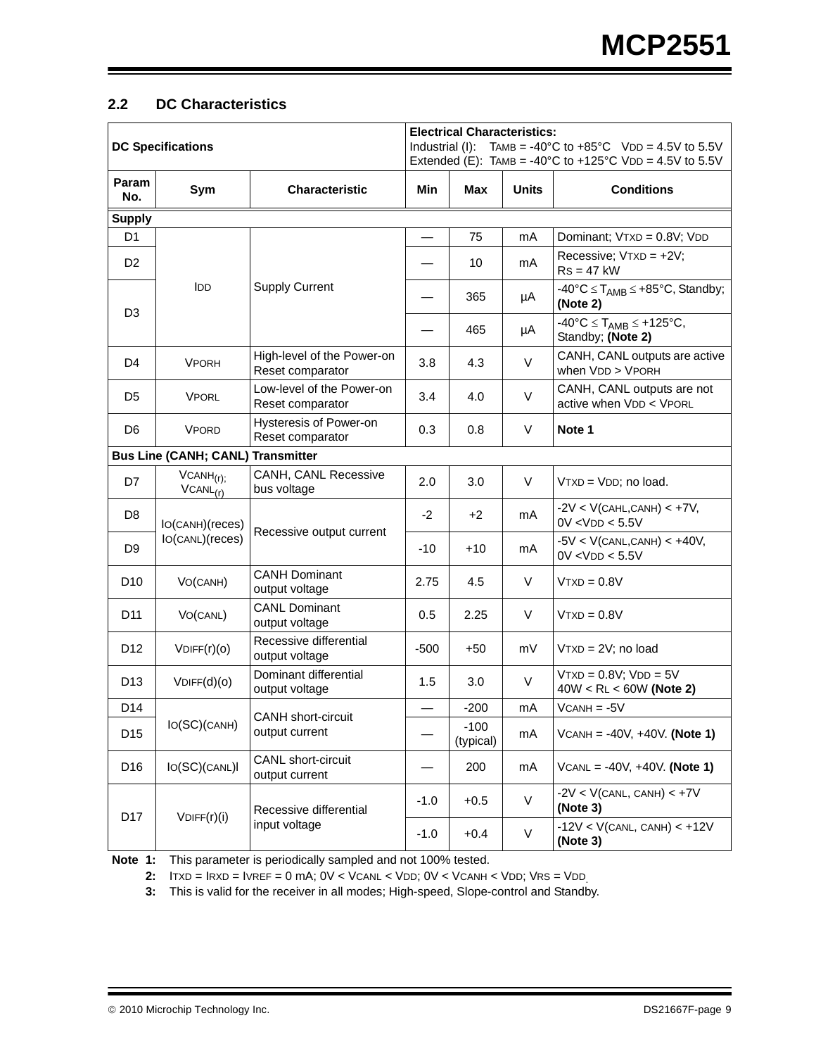## 2.2 DC Characteristics

| DC Specifications | | | Electrical Characteristics: Industrial (I): $T_{AMB}$ = -40°C to +85°C $V_{DD}$ = 4.5V to 5.5V Extended (E): $T_{AMB}$ = -40°C to +125°C $V_{DD}$ = 4.5V to 5.5V | | | |
|---|---|---|---|---|---|---|
| **Param No.** | **Sym** | **Characteristic** | **Min** | **Max** | **Units** | **Conditions** |
| **Supply** | | | | | | |
| D1 | $I_{DD}$ | Supply Current | — | 75 | mA | Dominant; $V_{TXD}$ = 0.8V; $V_{DD}$ |
| D2 | | | — | 10 | mA | Recessive; $V_{TXD}$ = +2V; $R_S$ = 47 kW |
| D3 | | | — | 365 | µA | -40°C ≤ $T_{AMB}$ ≤ +85°C, Standby; **(Note 2)** |
| | | | — | 465 | µA | -40°C ≤ $T_{AMB}$ ≤ +125°C, Standby; **(Note 2)** |
| D4 | $V_{PORH}$ | High-level of the Power-on Reset comparator | 3.8 | 4.3 | V | CANH, CANL outputs are active when $V_{DD}$ > $V_{PORH}$ |
| D5 | $V_{PORL}$ | Low-level of the Power-on Reset comparator | 3.4 | 4.0 | V | CANH, CANL outputs are not active when $V_{DD}$ < $V_{PORL}$ |
| D6 | $V_{PORD}$ | Hysteresis of Power-on Reset comparator | 0.3 | 0.8 | V | **Note 1** |
| **Bus Line (CANH; CANL) Transmitter** | | | | | | |
| D7 | $V_{CANH(r)}$; $V_{CANL(r)}$ | CANH, CANL Recessive bus voltage | 2.0 | 3.0 | V | $V_{TXD}$ = $V_{DD}$; no load. |
| D8 | $I_{O(CANH)(reces)}$ $I_{O(CANL)(reces)}$ | Recessive output current | -2 | +2 | mA | -2V < V(CAHL,CANH) < +7V, 0V < $V_{DD}$ < 5.5V |
| D9 | | | -10 | +10 | mA | -5V < V(CANL,CANH) < +40V, 0V < $V_{DD}$ < 5.5V |
| D10 | $V_{O(CANH)}$ | CANH Dominant output voltage | 2.75 | 4.5 | V | $V_{TXD}$ = 0.8V |
| D11 | $V_{O(CANL)}$ | CANL Dominant output voltage | 0.5 | 2.25 | V | $V_{TXD}$ = 0.8V |
| D12 | $V_{DIFF(r)(o)}$ | Recessive differential output voltage | -500 | +50 | mV | $V_{TXD}$ = 2V; no load |
| D13 | $V_{DIFF(d)(o)}$ | Dominant differential output voltage | 1.5 | 3.0 | V | $V_{TXD}$ = 0.8V; $V_{DD}$ = 5V 40W < $R_L$ < 60W **(Note 2)** |
| D14 | $I_{O(SC)(CANH)}$ | CANH short-circuit output current | — | -200 | mA | $V_{CANH}$ = -5V |
| D15 | | | — | -100 (typical) | mA | $V_{CANH}$ = -40V, +40V. **(Note 1)** |
| D16 | $I_{O(SC)(CANL)}$l | CANL short-circuit output current | — | 200 | mA | $V_{CANL}$ = -40V, +40V. **(Note 1)** |
| D17 | $V_{DIFF(r)(i)}$ | Recessive differential input voltage | -1.0 | +0.5 | V | -2V < V(CANL, CANH) < +7V **(Note 3)** |
| | | | -1.0 | +0.4 | V | -12V < V(CANL, CANH) < +12V **(Note 3)** |

**Note 1:** This parameter is periodically sampled and not 100% tested.

**2:** $I_{TXD}$ = $I_{RXD}$ = $I_{VREF}$ = 0 mA; 0V < $V_{CANL}$ < $V_{DD}$; 0V < $V_{CANH}$ < $V_{DD}$; $V_{RS}$ = $V_{DD}$.

**3:** This is valid for the receiver in all modes; High-speed, Slope-control and Standby.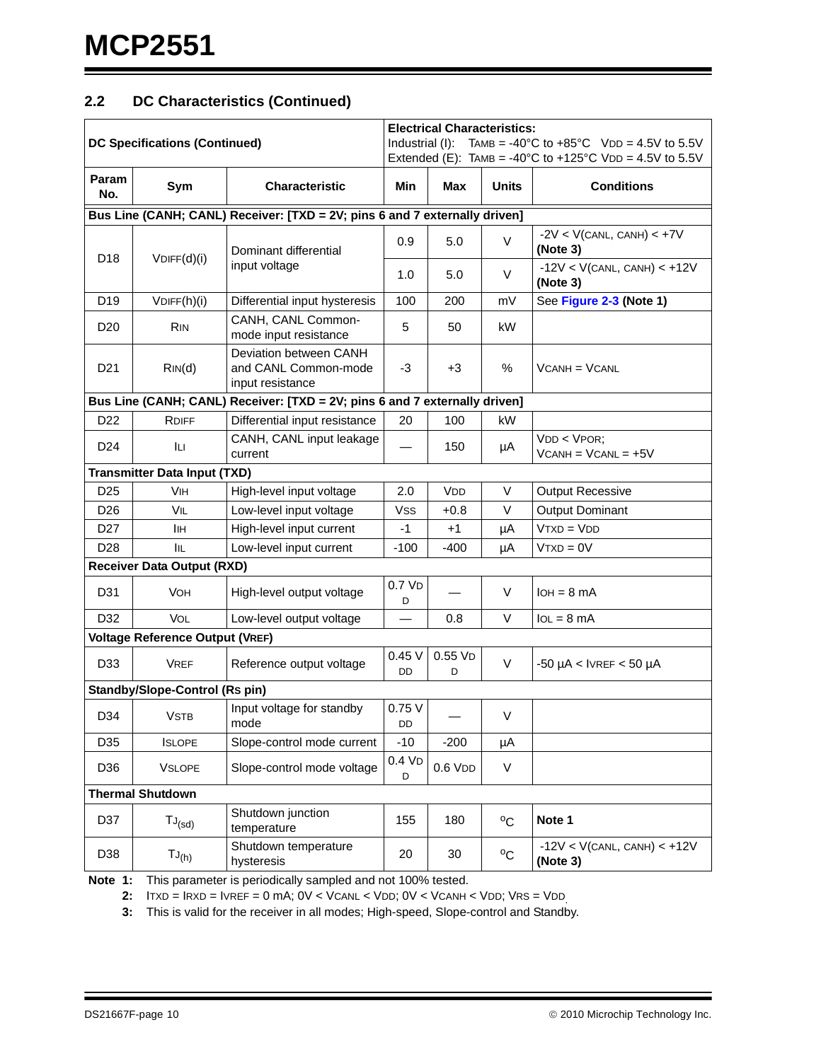## 2.2 DC Characteristics (Continued)

| DC Specifications (Continued) | | | Electrical Characteristics: Industrial (I): $T_{AMB}$ = -40°C to +85°C $V_{DD}$ = 4.5V to 5.5V Extended (E): $T_{AMB}$ = -40°C to +125°C $V_{DD}$ = 4.5V to 5.5V | | | |
|---|---|---|---|---|---|---|
| **Param No.** | **Sym** | **Characteristic** | **Min** | **Max** | **Units** | **Conditions** |
| **Bus Line (CANH; CANL) Receiver: [TXD = 2V; pins 6 and 7 externally driven]** | | | | | | |
| D18 | $V_{DIFF(d)(i)}$ | Dominant differential input voltage | 0.9 | 5.0 | V | -2V < V(CANL, CANH) < +7V **(Note 3)** |
| | | | 1.0 | 5.0 | V | -12V < V(CANL, CANH) < +12V **(Note 3)** |
| D19 | $V_{DIFF(h)(i)}$ | Differential input hysteresis | 100 | 200 | mV | See **Figure 2-3** **(Note 1)** |
| D20 | $R_{IN}$ | CANH, CANL Common-mode input resistance | 5 | 50 | kW | |
| D21 | $R_{IN(d)}$ | Deviation between CANH and CANL Common-mode input resistance | -3 | +3 | % | $V_{CANH}$ = $V_{CANL}$ |
| **Bus Line (CANH; CANL) Receiver: [TXD = 2V; pins 6 and 7 externally driven]** | | | | | | |
| D22 | $R_{DIFF}$ | Differential input resistance | 20 | 100 | kW | |
| D24 | $I_{LI}$ | CANH, CANL input leakage current | — | 150 | µA | $V_{DD}$ < $V_{POR}$; $V_{CANH}$ = $V_{CANL}$ = +5V |
| **Transmitter Data Input (TXD)** | | | | | | |
| D25 | $V_{IH}$ | High-level input voltage | 2.0 | $V_{DD}$ | V | Output Recessive |
| D26 | $V_{IL}$ | Low-level input voltage | $V_{SS}$ | +0.8 | V | Output Dominant |
| D27 | $I_{IH}$ | High-level input current | -1 | +1 | µA | $V_{TXD}$ = $V_{DD}$ |
| D28 | $I_{IL}$ | Low-level input current | -100 | -400 | µA | $V_{TXD}$ = 0V |
| **Receiver Data Output (RXD)** | | | | | | |
| D31 | $V_{OH}$ | High-level output voltage | 0.7 $V_{DD}$ | — | V | $I_{OH}$ = 8 mA |
| D32 | $V_{OL}$ | Low-level output voltage | — | 0.8 | V | $I_{OL}$ = 8 mA |
| **Voltage Reference Output ($V_{REF}$)** | | | | | | |
| D33 | $V_{REF}$ | Reference output voltage | 0.45 $V_{DD}$ | 0.55 $V_{DD}$ | V | -50 µA < $I_{VREF}$ < 50 µA |
| **Standby/Slope-Control (Rs pin)** | | | | | | |
| D34 | $V_{STB}$ | Input voltage for standby mode | 0.75 $V_{DD}$ | — | V | |
| D35 | $I_{SLOPE}$ | Slope-control mode current | -10 | -200 | µA | |
| D36 | $V_{SLOPE}$ | Slope-control mode voltage | 0.4 $V_{DD}$ | 0.6 $V_{DD}$ | V | |
| **Thermal Shutdown** | | | | | | |
| D37 | $T_{J(sd)}$ | Shutdown junction temperature | 155 | 180 | °C | **Note 1** |
| D38 | $T_{J(h)}$ | Shutdown temperature hysteresis | 20 | 30 | °C | -12V < V(CANL, CANH) < +12V **(Note 3)** |

**Note 1:** This parameter is periodically sampled and not 100% tested.

**2:** $I_{TXD}$ = $I_{RXD}$ = $I_{VREF}$ = 0 mA; 0V < $V_{CANL}$ < $V_{DD}$; 0V < $V_{CANH}$ < $V_{DD}$; $V_{RS}$ = $V_{DD}$

**3:** This is valid for the receiver in all modes; High-speed, Slope-control and Standby.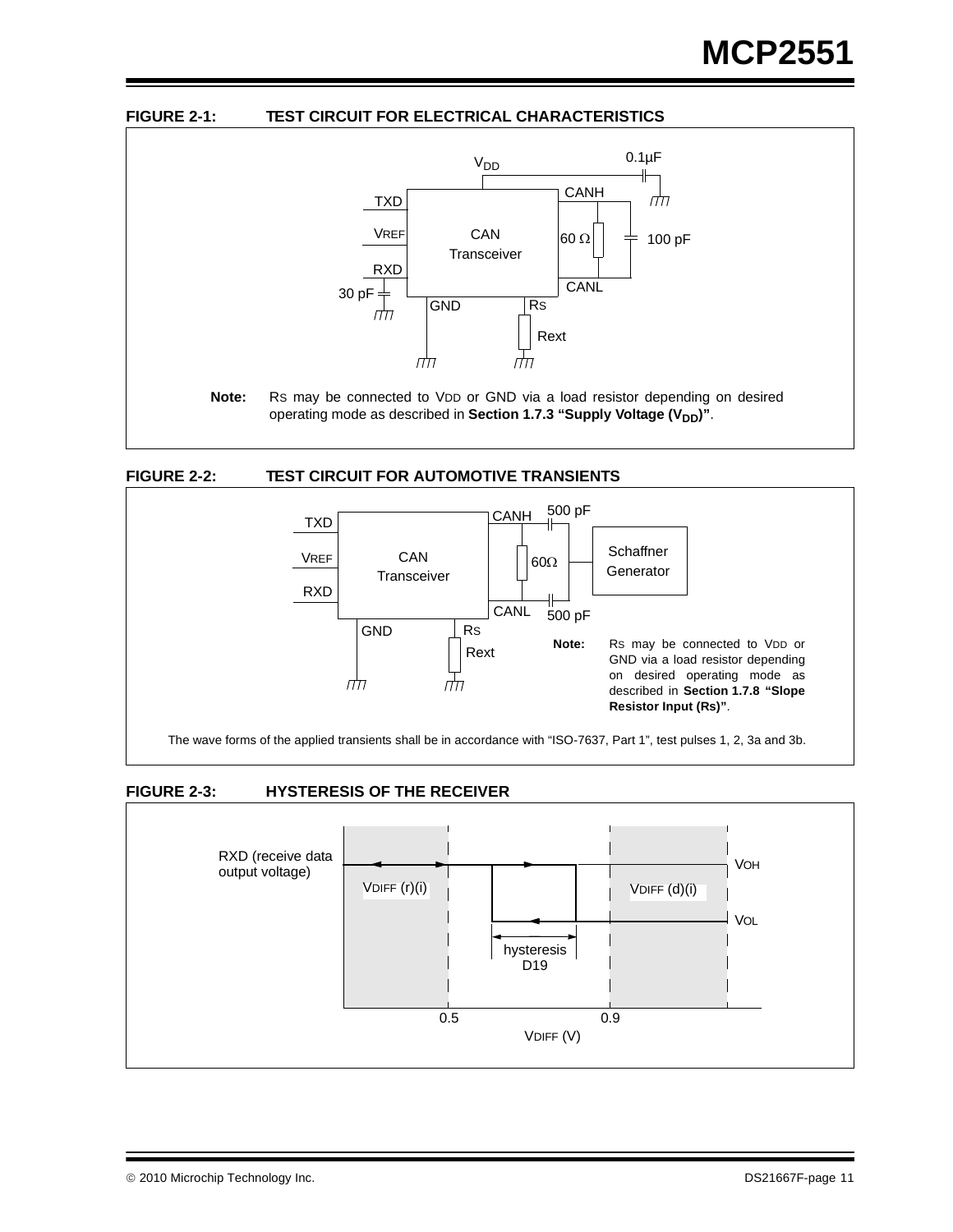## FIGURE 2-1: TEST CIRCUIT FOR ELECTRICAL CHARACTERISTICS

$V_{DD}$ 0.1µF CANH TXD VREF CAN Transceiver 60 Ω 100 pF RXD CANL 30 pF GND RS Rext

**Note:** RS may be connected to VDD or GND via a load resistor depending on desired operating mode as described in **Section 1.7.3 “Supply Voltage ($V_{DD}$)”**.

## FIGURE 2-2: TEST CIRCUIT FOR AUTOMOTIVE TRANSIENTS

TXD VREF RXD CAN Transceiver CANH 500 pF 60Ω Schaffner Generator CANL 500 pF GND RS Rext

**Note:** RS may be connected to VDD or GND via a load resistor depending on desired operating mode as described in **Section 1.7.8 “Slope Resistor Input (Rs)”**.

The wave forms of the applied transients shall be in accordance with “ISO-7637, Part 1”, test pulses 1, 2, 3a and 3b.

## FIGURE 2-3: HYSTERESIS OF THE RECEIVER

RXD (receive data output voltage) VOH VDIFF (r)(i) VDIFF (d)(i) VOL hysteresis D19 0.5 0.9 VDIFF (V)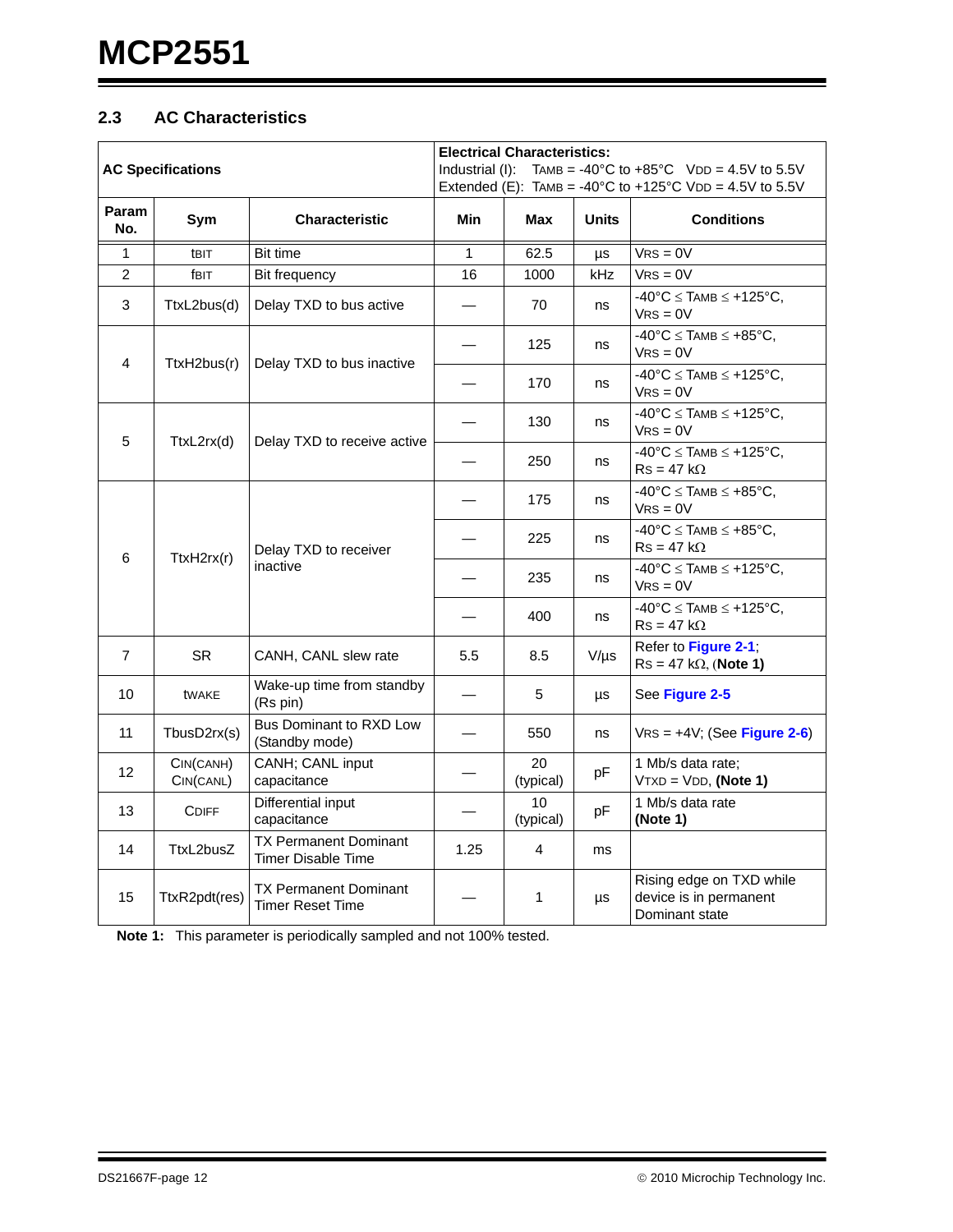## 2.3 AC Characteristics

| AC Specifications | | | **Electrical Characteristics:**<br>Industrial (I): $T_{AMB}$ = -40°C to +85°C $V_{DD}$ = 4.5V to 5.5V<br>Extended (E): $T_{AMB}$ = -40°C to +125°C $V_{DD}$ = 4.5V to 5.5V | | | |
|---|---|---|---|---|---|---|
| **Param No.** | **Sym** | **Characteristic** | **Min** | **Max** | **Units** | **Conditions** |
| 1 | $t_{BIT}$ | Bit time | 1 | 62.5 | µs | $V_{RS}$ = 0V |
| 2 | $f_{BIT}$ | Bit frequency | 16 | 1000 | kHz | $V_{RS}$ = 0V |
| 3 | TtxL2bus(d) | Delay TXD to bus active | — | 70 | ns | -40°C ≤ $T_{AMB}$ ≤ +125°C, $V_{RS}$ = 0V |
| 4 | TtxH2bus(r) | Delay TXD to bus inactive | — | 125 | ns | -40°C ≤ $T_{AMB}$ ≤ +85°C, $V_{RS}$ = 0V |
| | | | — | 170 | ns | -40°C ≤ $T_{AMB}$ ≤ +125°C, $V_{RS}$ = 0V |
| 5 | TtxL2rx(d) | Delay TXD to receive active | — | 130 | ns | -40°C ≤ $T_{AMB}$ ≤ +125°C, $V_{RS}$ = 0V |
| | | | — | 250 | ns | -40°C ≤ $T_{AMB}$ ≤ +125°C, $R_S$ = 47 kΩ |
| 6 | TtxH2rx(r) | Delay TXD to receiver inactive | — | 175 | ns | -40°C ≤ $T_{AMB}$ ≤ +85°C, $V_{RS}$ = 0V |
| | | | — | 225 | ns | -40°C ≤ $T_{AMB}$ ≤ +85°C, $R_S$ = 47 kΩ |
| | | | — | 235 | ns | -40°C ≤ $T_{AMB}$ ≤ +125°C, $V_{RS}$ = 0V |
| | | | — | 400 | ns | -40°C ≤ $T_{AMB}$ ≤ +125°C, $R_S$ = 47 kΩ |
| 7 | SR | CANH, CANL slew rate | 5.5 | 8.5 | V/µs | Refer to **Figure 2-1**; $R_S$ = 47 kΩ, (**Note 1)** |
| 10 | $t_{WAKE}$ | Wake-up time from standby (Rs pin) | — | 5 | µs | See **Figure 2-5** |
| 11 | TbusD2rx(s) | Bus Dominant to RXD Low (Standby mode) | — | 550 | ns | $V_{RS}$ = +4V; (See **Figure 2-6**) |
| 12 | $C_{IN(CANH)}$<br>$C_{IN(CANL)}$ | CANH; CANL input capacitance | — | 20 (typical) | pF | 1 Mb/s data rate; $V_{TXD}$ = $V_{DD}$, **(Note 1)** |
| 13 | $C_{DIFF}$ | Differential input capacitance | — | 10 (typical) | pF | 1 Mb/s data rate **(Note 1)** |
| 14 | TtxL2busZ | TX Permanent Dominant Timer Disable Time | 1.25 | 4 | ms | |
| 15 | TtxR2pdt(res) | TX Permanent Dominant Timer Reset Time | — | 1 | µs | Rising edge on TXD while device is in permanent Dominant state |

**Note 1:** This parameter is periodically sampled and not 100% tested.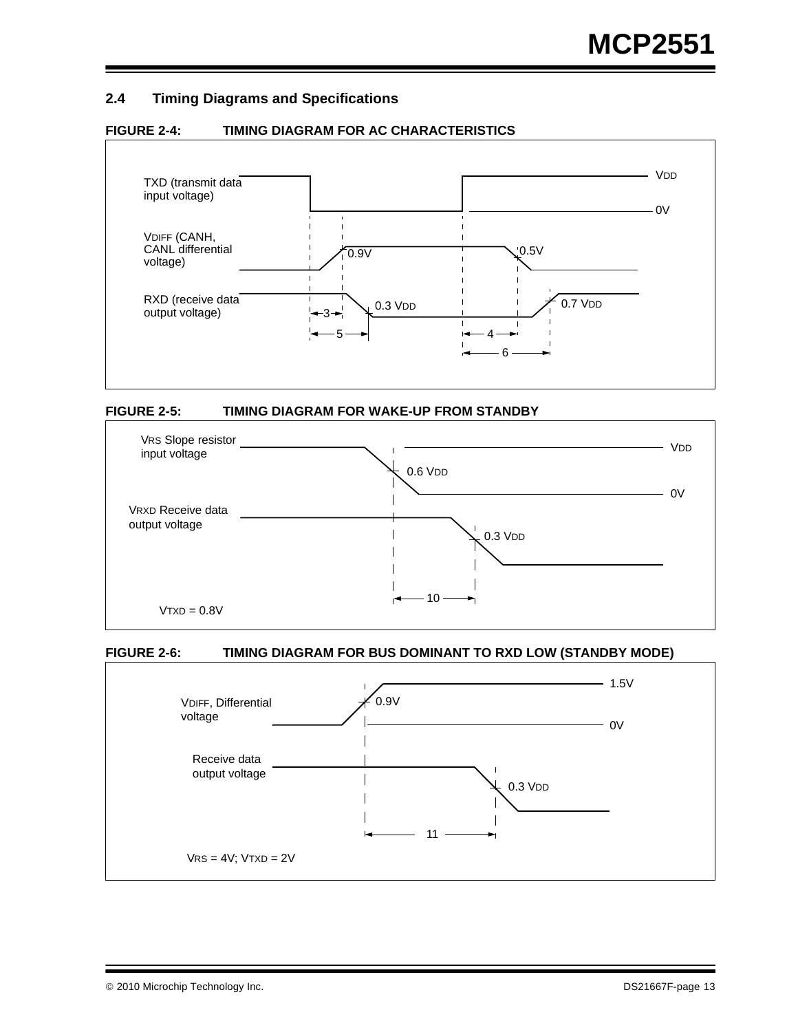## 2.4 Timing Diagrams and Specifications

**FIGURE 2-4: TIMING DIAGRAM FOR AC CHARACTERISTICS**

TXD (transmit data input voltage)

$V_{DIFF}$ (CANH, CANL differential voltage)

RXD (receive data output voltage)

$V_{DD}$

0V

0.9V

0.5V

0.3 $V_{DD}$

0.7 $V_{DD}$

3

5

4

6

**FIGURE 2-5: TIMING DIAGRAM FOR WAKE-UP FROM STANDBY**

$V_{RS}$ Slope resistor input voltage

$V_{RXD}$ Receive data output voltage

$V_{DD}$

0.6 $V_{DD}$

0V

0.3 $V_{DD}$

10

$V_{TXD}$ = 0.8V

**FIGURE 2-6: TIMING DIAGRAM FOR BUS DOMINANT TO RXD LOW (STANDBY MODE)**

$V_{DIFF}$, Differential voltage

Receive data output voltage

1.5V

0.9V

0V

0.3 $V_{DD}$

11

$V_{RS}$ = 4V; $V_{TXD}$ = 2V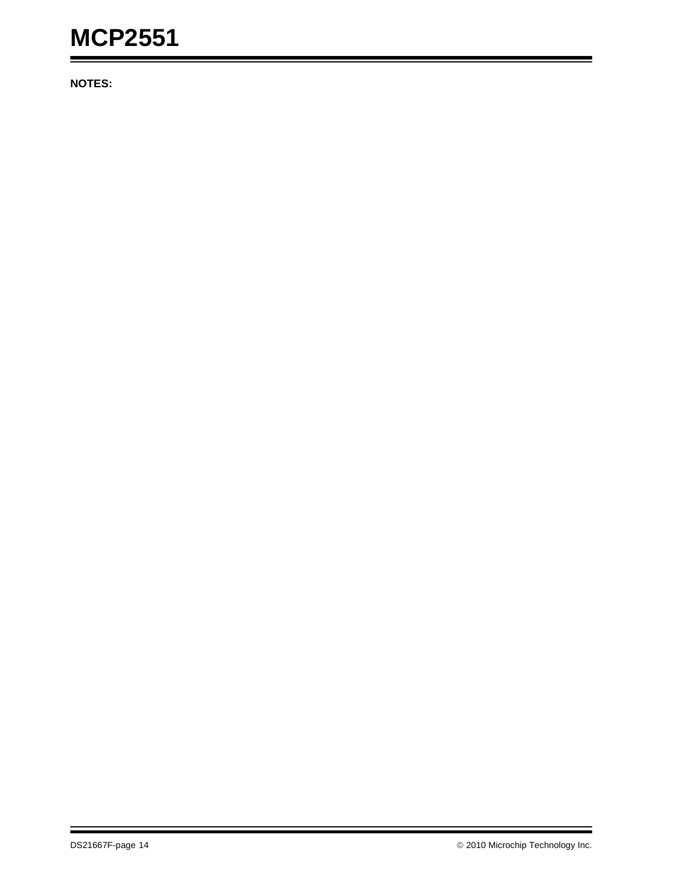**NOTES:**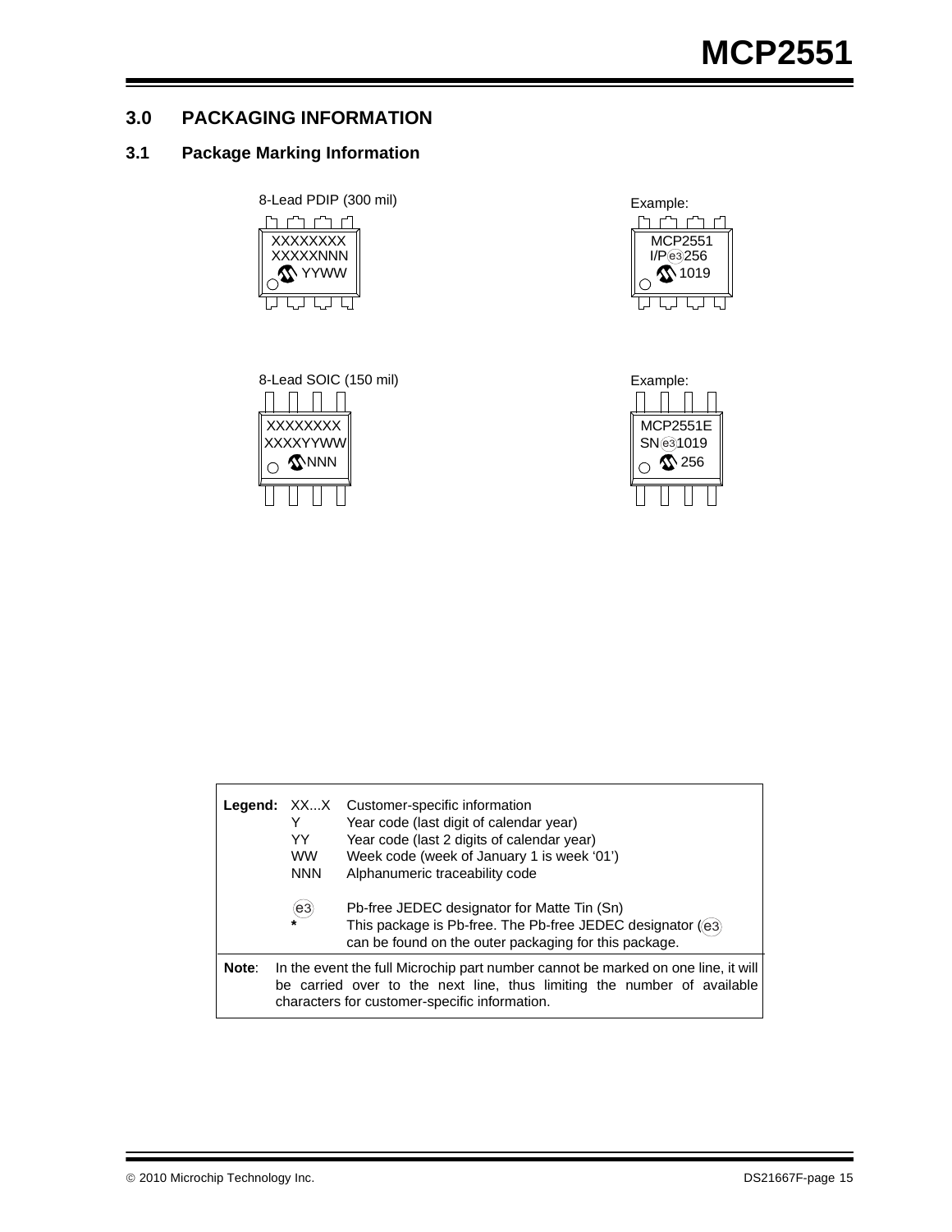## 3.0 PACKAGING INFORMATION

### 3.1 Package Marking Information

8-Lead PDIP (300 mil)

```
XXXXXXXX
XXXXXNNN
   YYWW
```

Example:

```
MCP2551
I/P(e3)256
   1019
```

8-Lead SOIC (150 mil)

```
XXXXXXXX
XXXXYYWW
   NNN
```

Example:

```
MCP2551E
SN(e3)1019
   256
```

| **Legend:** | XX...X | Customer-specific information |
|---|---|---|
| | Y | Year code (last digit of calendar year) |
| | YY | Year code (last 2 digits of calendar year) |
| | WW | Week code (week of January 1 is week '01') |
| | NNN | Alphanumeric traceability code |
| | (e3) | Pb-free JEDEC designator for Matte Tin (Sn) |
| | * | This package is Pb-free. The Pb-free JEDEC designator ((e3)) can be found on the outer packaging for this package. |

**Note**: In the event the full Microchip part number cannot be marked on one line, it will be carried over to the next line, thus limiting the number of available characters for customer-specific information.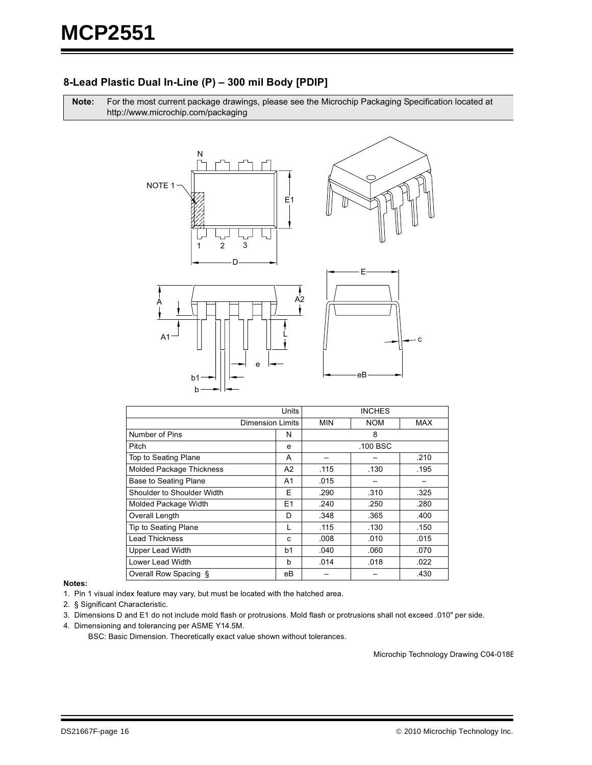## 8-Lead Plastic Dual In-Line (P) – 300 mil Body [PDIP]

**Note:** For the most current package drawings, please see the Microchip Packaging Specification located at http://www.microchip.com/packaging

| Units | | INCHES | | |
|---|---|---|---|---|
| Dimension Limits | | MIN | NOM | MAX |
| Number of Pins | N | | 8 | |
| Pitch | e | | .100 BSC | |
| Top to Seating Plane | A | – | – | .210 |
| Molded Package Thickness | A2 | .115 | .130 | .195 |
| Base to Seating Plane | A1 | .015 | – | – |
| Shoulder to Shoulder Width | E | .290 | .310 | .325 |
| Molded Package Width | E1 | .240 | .250 | .280 |
| Overall Length | D | .348 | .365 | .400 |
| Tip to Seating Plane | L | .115 | .130 | .150 |
| Lead Thickness | c | .008 | .010 | .015 |
| Upper Lead Width | b1 | .040 | .060 | .070 |
| Lower Lead Width | b | .014 | .018 | .022 |
| Overall Row Spacing § | eB | – | – | .430 |

**Notes:**

1. Pin 1 visual index feature may vary, but must be located with the hatched area.
2. § Significant Characteristic.
3. Dimensions D and E1 do not include mold flash or protrusions. Mold flash or protrusions shall not exceed .010" per side.
4. Dimensioning and tolerancing per ASME Y14.5M.

   BSC: Basic Dimension. Theoretically exact value shown without tolerances.

Microchip Technology Drawing C04-018B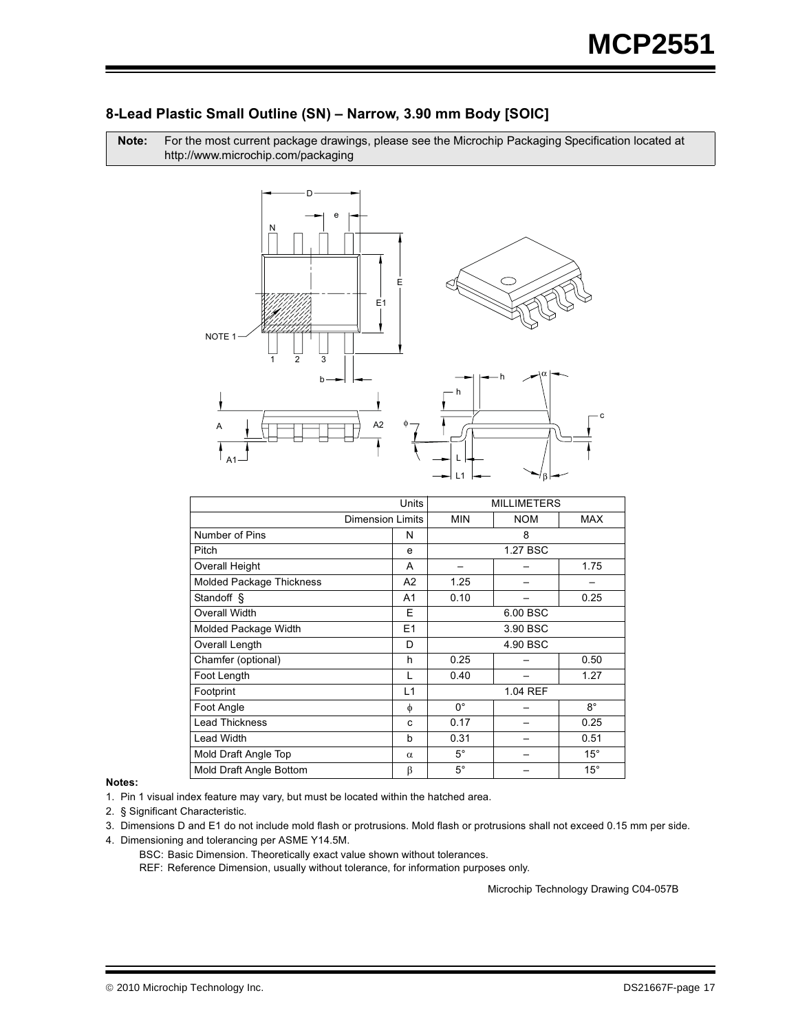## 8-Lead Plastic Small Outline (SN) – Narrow, 3.90 mm Body [SOIC]

**Note:** For the most current package drawings, please see the Microchip Packaging Specification located at http://www.microchip.com/packaging

| Units | | MILLIMETERS | | |
|---|---|---|---|---|
| Dimension Limits | | MIN | NOM | MAX |
| Number of Pins | N | 8 | | |
| Pitch | e | 1.27 BSC | | |
| Overall Height | A | – | – | 1.75 |
| Molded Package Thickness | A2 | 1.25 | – | – |
| Standoff § | A1 | 0.10 | – | 0.25 |
| Overall Width | E | 6.00 BSC | | |
| Molded Package Width | E1 | 3.90 BSC | | |
| Overall Length | D | 4.90 BSC | | |
| Chamfer (optional) | h | 0.25 | – | 0.50 |
| Foot Length | L | 0.40 | – | 1.27 |
| Footprint | L1 | 1.04 REF | | |
| Foot Angle | $\phi$ | 0° | – | 8° |
| Lead Thickness | c | 0.17 | – | 0.25 |
| Lead Width | b | 0.31 | – | 0.51 |
| Mold Draft Angle Top | $\alpha$ | 5° | – | 15° |
| Mold Draft Angle Bottom | $\beta$ | 5° | – | 15° |

**Notes:**

1. Pin 1 visual index feature may vary, but must be located within the hatched area.
2. § Significant Characteristic.
3. Dimensions D and E1 do not include mold flash or protrusions. Mold flash or protrusions shall not exceed 0.15 mm per side.
4. Dimensioning and tolerancing per ASME Y14.5M.

   BSC: Basic Dimension. Theoretically exact value shown without tolerances.

   REF: Reference Dimension, usually without tolerance, for information purposes only.

Microchip Technology Drawing C04-057B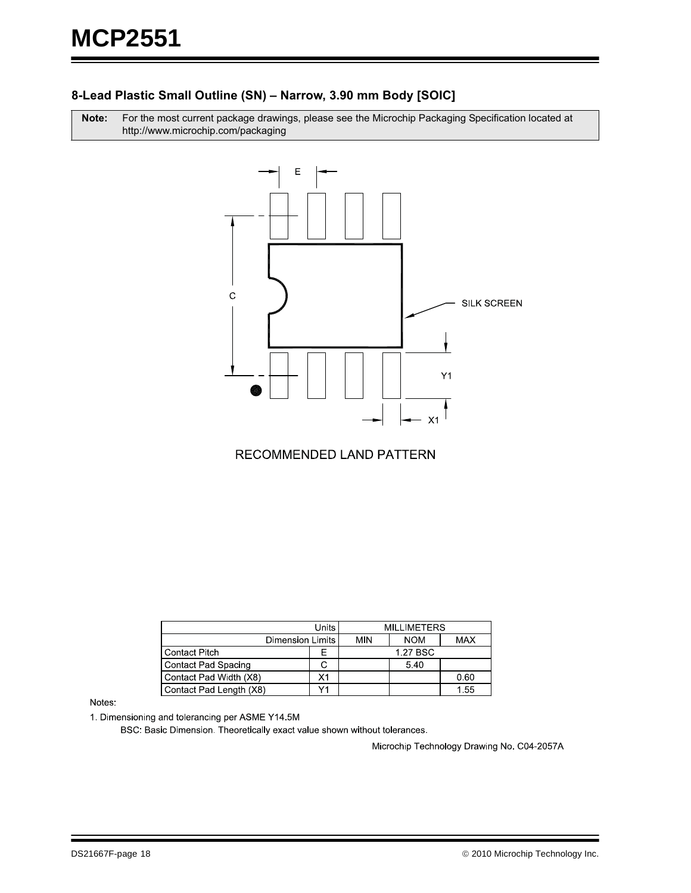### 8-Lead Plastic Small Outline (SN) – Narrow, 3.90 mm Body [SOIC]

**Note:** For the most current package drawings, please see the Microchip Packaging Specification located at http://www.microchip.com/packaging

RECOMMENDED LAND PATTERN

| Units | | MILLIMETERS | | |
|---|---|---|---|---|
| Dimension Limits | | MIN | NOM | MAX |
| Contact Pitch | E | | 1.27 BSC | |
| Contact Pad Spacing | C | | 5.40 | |
| Contact Pad Width (X8) | X1 | | | 0.60 |
| Contact Pad Length (X8) | Y1 | | | 1.55 |

Notes:

1. Dimensioning and tolerancing per ASME Y14.5M

   BSC: Basic Dimension. Theoretically exact value shown without tolerances.

Microchip Technology Drawing No. C04-2057A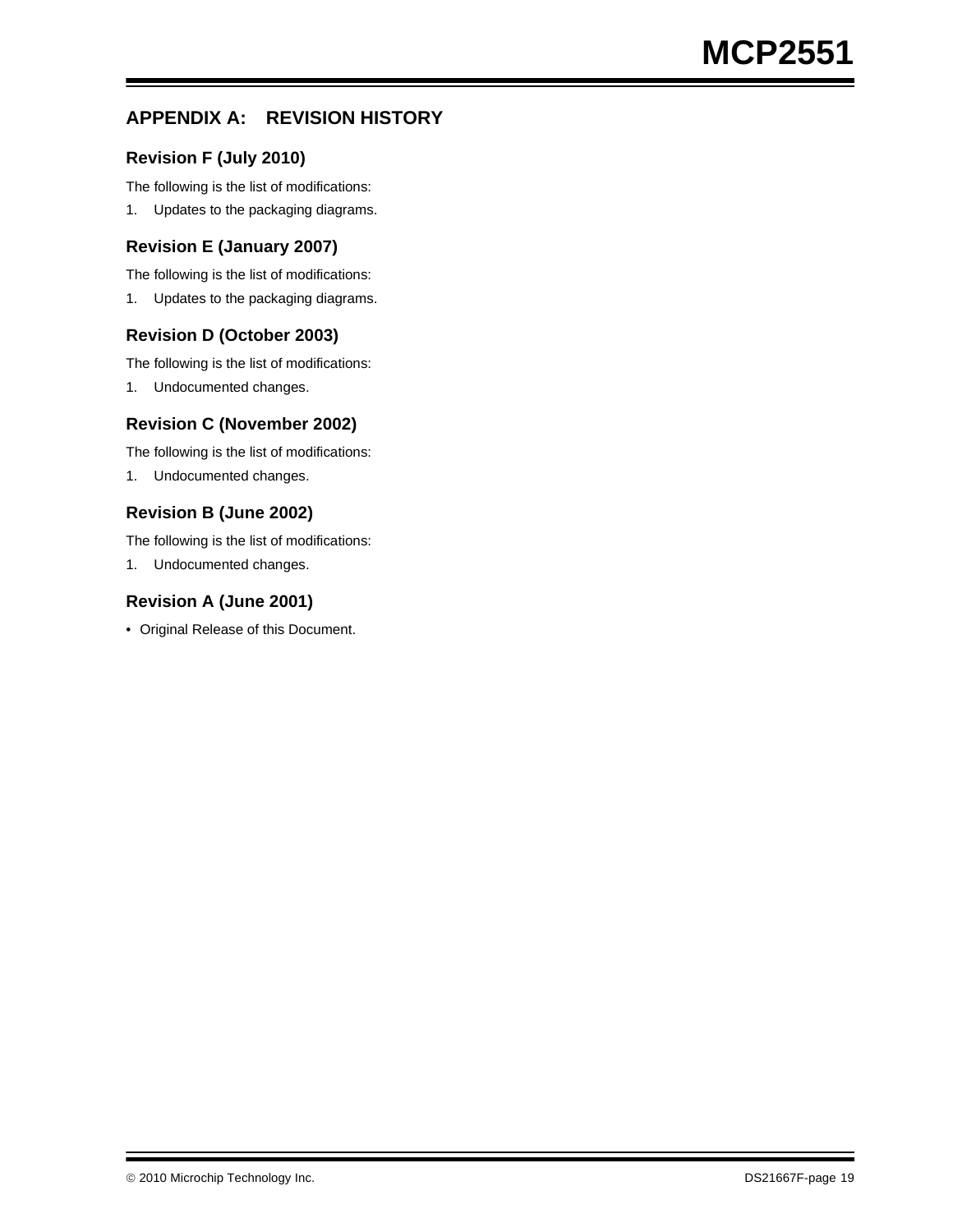## APPENDIX A: REVISION HISTORY

### Revision F (July 2010)

The following is the list of modifications:

1. Updates to the packaging diagrams.

### Revision E (January 2007)

The following is the list of modifications:

1. Updates to the packaging diagrams.

### Revision D (October 2003)

The following is the list of modifications:

1. Undocumented changes.

### Revision C (November 2002)

The following is the list of modifications:

1. Undocumented changes.

### Revision B (June 2002)

The following is the list of modifications:

1. Undocumented changes.

### Revision A (June 2001)

- Original Release of this Document.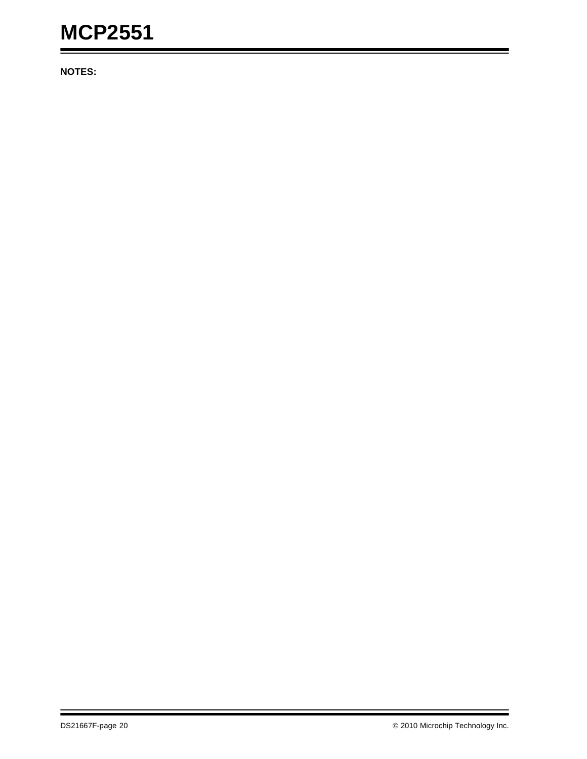**NOTES:**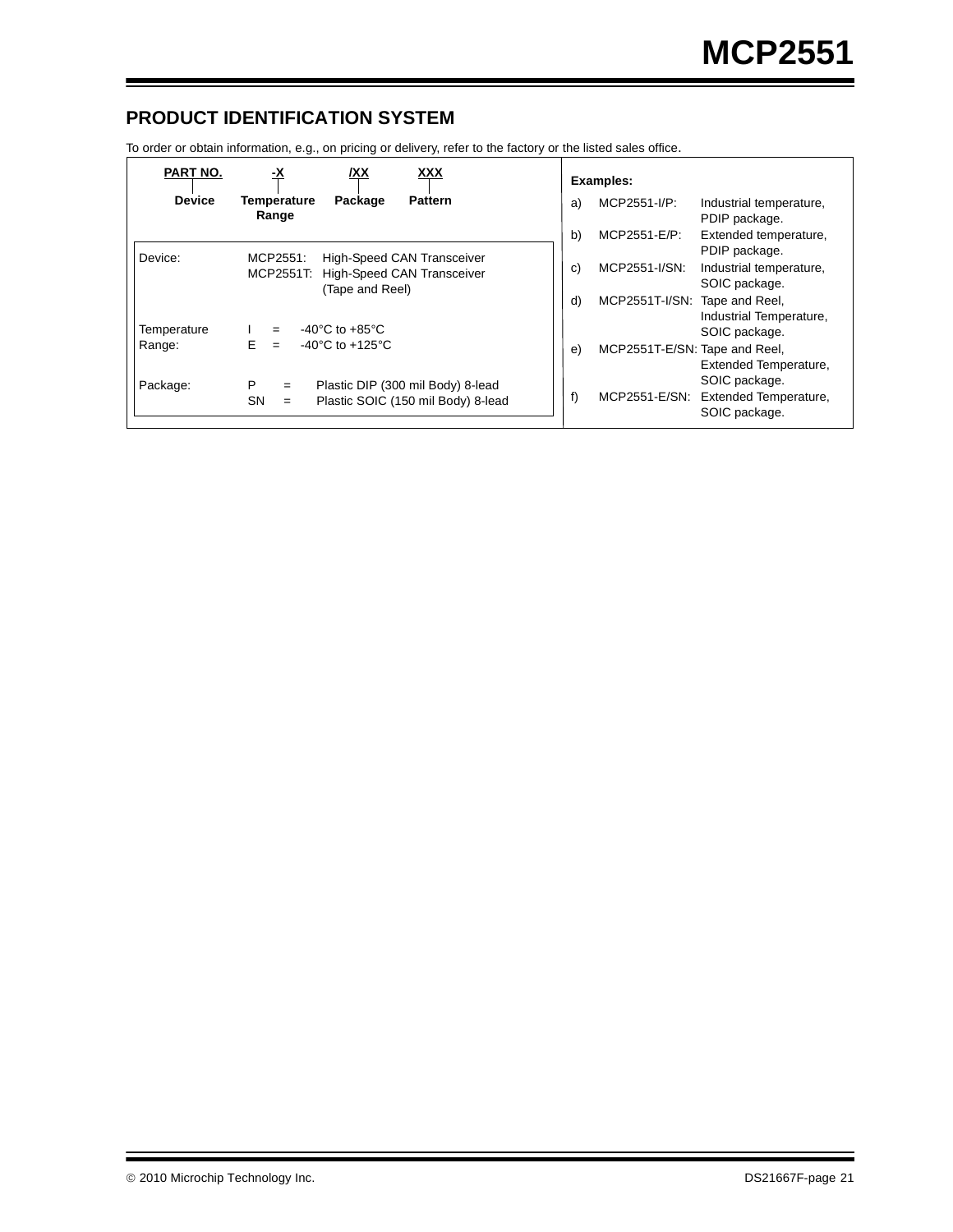## PRODUCT IDENTIFICATION SYSTEM

To order or obtain information, e.g., on pricing or delivery, refer to the factory or the listed sales office.

| PART NO. | -X | /XX | XXX |
|---|---|---|---|
| Device | Temperature Range | Package | Pattern |

| | | |
|---|---|---|
| Device: | MCP2551: | High-Speed CAN Transceiver |
| | MCP2551T: | High-Speed CAN Transceiver (Tape and Reel) |
| Temperature Range: | I = | -40°C to +85°C |
| | E = | -40°C to +125°C |
| Package: | P = | Plastic DIP (300 mil Body) 8-lead |
| | SN = | Plastic SOIC (150 mil Body) 8-lead |

**Examples:**

a) MCP2551-I/P: Industrial temperature, PDIP package.

b) MCP2551-E/P: Extended temperature, PDIP package.

c) MCP2551-I/SN: Industrial temperature, SOIC package.

d) MCP2551T-I/SN: Tape and Reel, Industrial Temperature, SOIC package.

e) MCP2551T-E/SN: Tape and Reel, Extended Temperature, SOIC package.

f) MCP2551-E/SN: Extended Temperature, SOIC package.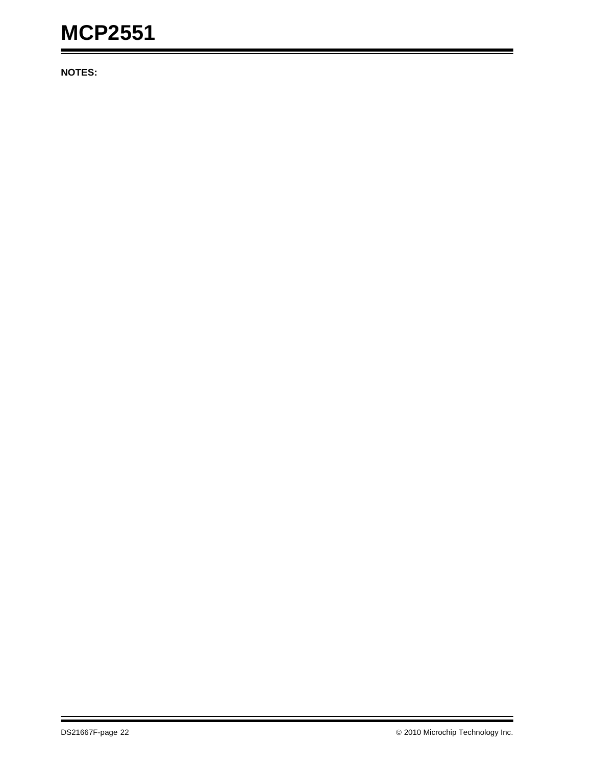**NOTES:**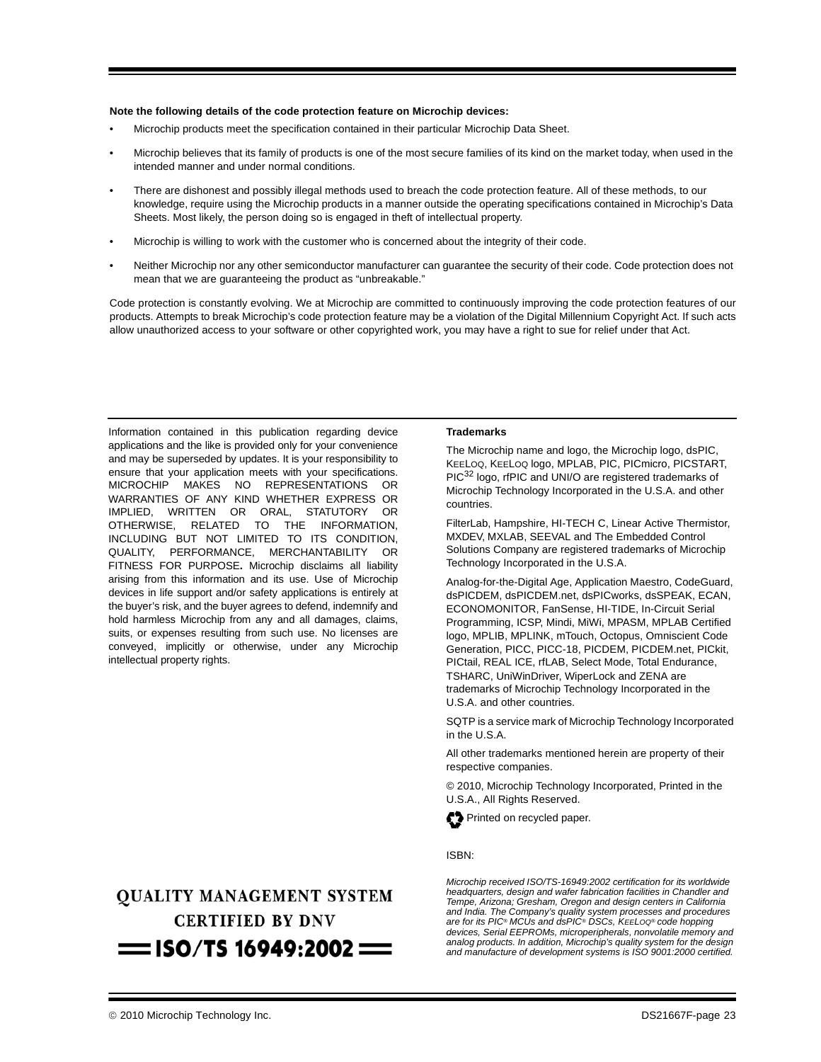**Note the following details of the code protection feature on Microchip devices:**

- Microchip products meet the specification contained in their particular Microchip Data Sheet.
- Microchip believes that its family of products is one of the most secure families of its kind on the market today, when used in the intended manner and under normal conditions.
- There are dishonest and possibly illegal methods used to breach the code protection feature. All of these methods, to our knowledge, require using the Microchip products in a manner outside the operating specifications contained in Microchip's Data Sheets. Most likely, the person doing so is engaged in theft of intellectual property.
- Microchip is willing to work with the customer who is concerned about the integrity of their code.
- Neither Microchip nor any other semiconductor manufacturer can guarantee the security of their code. Code protection does not mean that we are guaranteeing the product as "unbreakable."

Code protection is constantly evolving. We at Microchip are committed to continuously improving the code protection features of our products. Attempts to break Microchip's code protection feature may be a violation of the Digital Millennium Copyright Act. If such acts allow unauthorized access to your software or other copyrighted work, you may have a right to sue for relief under that Act.

Information contained in this publication regarding device applications and the like is provided only for your convenience and may be superseded by updates. It is your responsibility to ensure that your application meets with your specifications. MICROCHIP MAKES NO REPRESENTATIONS OR WARRANTIES OF ANY KIND WHETHER EXPRESS OR IMPLIED, WRITTEN OR ORAL, STATUTORY OR OTHERWISE, RELATED TO THE INFORMATION, INCLUDING BUT NOT LIMITED TO ITS CONDITION, QUALITY, PERFORMANCE, MERCHANTABILITY OR FITNESS FOR PURPOSE**.** Microchip disclaims all liability arising from this information and its use. Use of Microchip devices in life support and/or safety applications is entirely at the buyer's risk, and the buyer agrees to defend, indemnify and hold harmless Microchip from any and all damages, claims, suits, or expenses resulting from such use. No licenses are conveyed, implicitly or otherwise, under any Microchip intellectual property rights.

QUALITY MANAGEMENT SYSTEM
CERTIFIED BY DNV
== ISO/TS 16949:2002 ==

**Trademarks**

The Microchip name and logo, the Microchip logo, dsPIC, KEELOQ, KEELOQ logo, MPLAB, PIC, PICmicro, PICSTART, PIC$^{32}$ logo, rfPIC and UNI/O are registered trademarks of Microchip Technology Incorporated in the U.S.A. and other countries.

FilterLab, Hampshire, HI-TECH C, Linear Active Thermistor, MXDEV, MXLAB, SEEVAL and The Embedded Control Solutions Company are registered trademarks of Microchip Technology Incorporated in the U.S.A.

Analog-for-the-Digital Age, Application Maestro, CodeGuard, dsPICDEM, dsPICDEM.net, dsPICworks, dsSPEAK, ECAN, ECONOMONITOR, FanSense, HI-TIDE, In-Circuit Serial Programming, ICSP, Mindi, MiWi, MPASM, MPLAB Certified logo, MPLIB, MPLINK, mTouch, Octopus, Omniscient Code Generation, PICC, PICC-18, PICDEM, PICDEM.net, PICkit, PICtail, REAL ICE, rfLAB, Select Mode, Total Endurance, TSHARC, UniWinDriver, WiperLock and ZENA are trademarks of Microchip Technology Incorporated in the U.S.A. and other countries.

SQTP is a service mark of Microchip Technology Incorporated in the U.S.A.

All other trademarks mentioned herein are property of their respective companies.

© 2010, Microchip Technology Incorporated, Printed in the U.S.A., All Rights Reserved.

Printed on recycled paper.

ISBN:

*Microchip received ISO/TS-16949:2002 certification for its worldwide headquarters, design and wafer fabrication facilities in Chandler and Tempe, Arizona; Gresham, Oregon and design centers in California and India. The Company's quality system processes and procedures are for its PIC® MCUs and dsPIC® DSCs, KEELOQ® code hopping devices, Serial EEPROMs, microperipherals, nonvolatile memory and analog products. In addition, Microchip's quality system for the design and manufacture of development systems is ISO 9001:2000 certified.*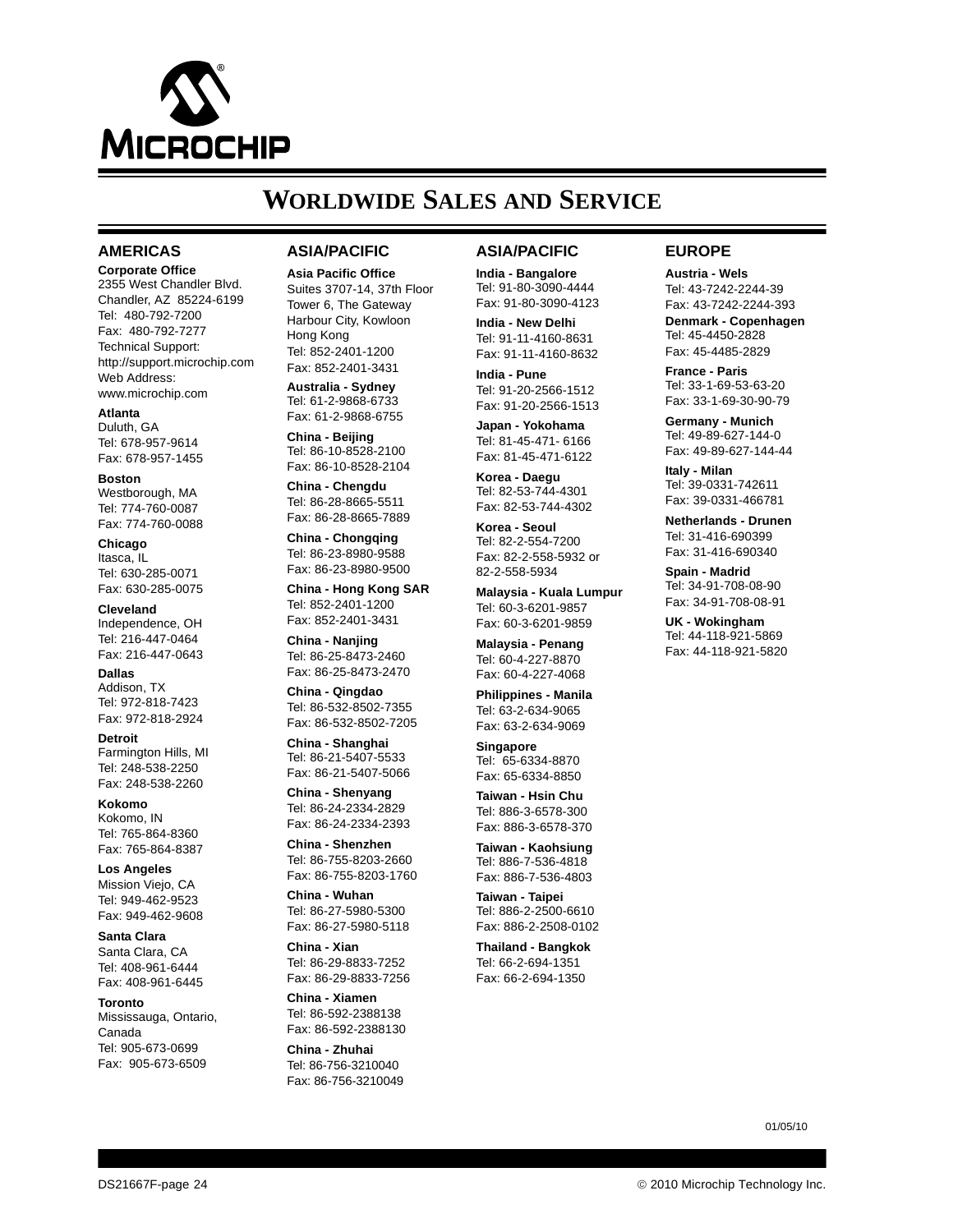MICROCHIP

# WORLDWIDE SALES AND SERVICE

## AMERICAS

**Corporate Office**
2355 West Chandler Blvd.
Chandler, AZ 85224-6199
Tel: 480-792-7200
Fax: 480-792-7277
Technical Support:
http://support.microchip.com
Web Address:
www.microchip.com

**Atlanta**
Duluth, GA
Tel: 678-957-9614
Fax: 678-957-1455

**Boston**
Westborough, MA
Tel: 774-760-0087
Fax: 774-760-0088

**Chicago**
Itasca, IL
Tel: 630-285-0071
Fax: 630-285-0075

**Cleveland**
Independence, OH
Tel: 216-447-0464
Fax: 216-447-0643

**Dallas**
Addison, TX
Tel: 972-818-7423
Fax: 972-818-2924

**Detroit**
Farmington Hills, MI
Tel: 248-538-2250
Fax: 248-538-2260

**Kokomo**
Kokomo, IN
Tel: 765-864-8360
Fax: 765-864-8387

**Los Angeles**
Mission Viejo, CA
Tel: 949-462-9523
Fax: 949-462-9608

**Santa Clara**
Santa Clara, CA
Tel: 408-961-6444
Fax: 408-961-6445

**Toronto**
Mississauga, Ontario, Canada
Tel: 905-673-0699
Fax: 905-673-6509

## ASIA/PACIFIC

**Asia Pacific Office**
Suites 3707-14, 37th Floor
Tower 6, The Gateway
Harbour City, Kowloon
Hong Kong
Tel: 852-2401-1200
Fax: 852-2401-3431

**Australia - Sydney**
Tel: 61-2-9868-6733
Fax: 61-2-9868-6755

**China - Beijing**
Tel: 86-10-8528-2100
Fax: 86-10-8528-2104

**China - Chengdu**
Tel: 86-28-8665-5511
Fax: 86-28-8665-7889

**China - Chongqing**
Tel: 86-23-8980-9588
Fax: 86-23-8980-9500

**China - Hong Kong SAR**
Tel: 852-2401-1200
Fax: 852-2401-3431

**China - Nanjing**
Tel: 86-25-8473-2460
Fax: 86-25-8473-2470

**China - Qingdao**
Tel: 86-532-8502-7355
Fax: 86-532-8502-7205

**China - Shanghai**
Tel: 86-21-5407-5533
Fax: 86-21-5407-5066

**China - Shenyang**
Tel: 86-24-2334-2829
Fax: 86-24-2334-2393

**China - Shenzhen**
Tel: 86-755-8203-2660
Fax: 86-755-8203-1760

**China - Wuhan**
Tel: 86-27-5980-5300
Fax: 86-27-5980-5118

**China - Xian**
Tel: 86-29-8833-7252
Fax: 86-29-8833-7256

**China - Xiamen**
Tel: 86-592-2388138
Fax: 86-592-2388130

**China - Zhuhai**
Tel: 86-756-3210040
Fax: 86-756-3210049

## ASIA/PACIFIC

**India - Bangalore**
Tel: 91-80-3090-4444
Fax: 91-80-3090-4123

**India - New Delhi**
Tel: 91-11-4160-8631
Fax: 91-11-4160-8632

**India - Pune**
Tel: 91-20-2566-1512
Fax: 91-20-2566-1513

**Japan - Yokohama**
Tel: 81-45-471- 6166
Fax: 81-45-471-6122

**Korea - Daegu**
Tel: 82-53-744-4301
Fax: 82-53-744-4302

**Korea - Seoul**
Tel: 82-2-554-7200
Fax: 82-2-558-5932 or
82-2-558-5934

**Malaysia - Kuala Lumpur**
Tel: 60-3-6201-9857
Fax: 60-3-6201-9859

**Malaysia - Penang**
Tel: 60-4-227-8870
Fax: 60-4-227-4068

**Philippines - Manila**
Tel: 63-2-634-9065
Fax: 63-2-634-9069

**Singapore**
Tel: 65-6334-8870
Fax: 65-6334-8850

**Taiwan - Hsin Chu**
Tel: 886-3-6578-300
Fax: 886-3-6578-370

**Taiwan - Kaohsiung**
Tel: 886-7-536-4818
Fax: 886-7-536-4803

**Taiwan - Taipei**
Tel: 886-2-2500-6610
Fax: 886-2-2508-0102

**Thailand - Bangkok**
Tel: 66-2-694-1351
Fax: 66-2-694-1350

## EUROPE

**Austria - Wels**
Tel: 43-7242-2244-39
Fax: 43-7242-2244-393

**Denmark - Copenhagen**
Tel: 45-4450-2828
Fax: 45-4485-2829

**France - Paris**
Tel: 33-1-69-53-63-20
Fax: 33-1-69-30-90-79

**Germany - Munich**
Tel: 49-89-627-144-0
Fax: 49-89-627-144-44

**Italy - Milan**
Tel: 39-0331-742611
Fax: 39-0331-466781

**Netherlands - Drunen**
Tel: 31-416-690399
Fax: 31-416-690340

**Spain - Madrid**
Tel: 34-91-708-08-90
Fax: 34-91-708-08-91

**UK - Wokingham**
Tel: 44-118-921-5869
Fax: 44-118-921-5820

01/05/10